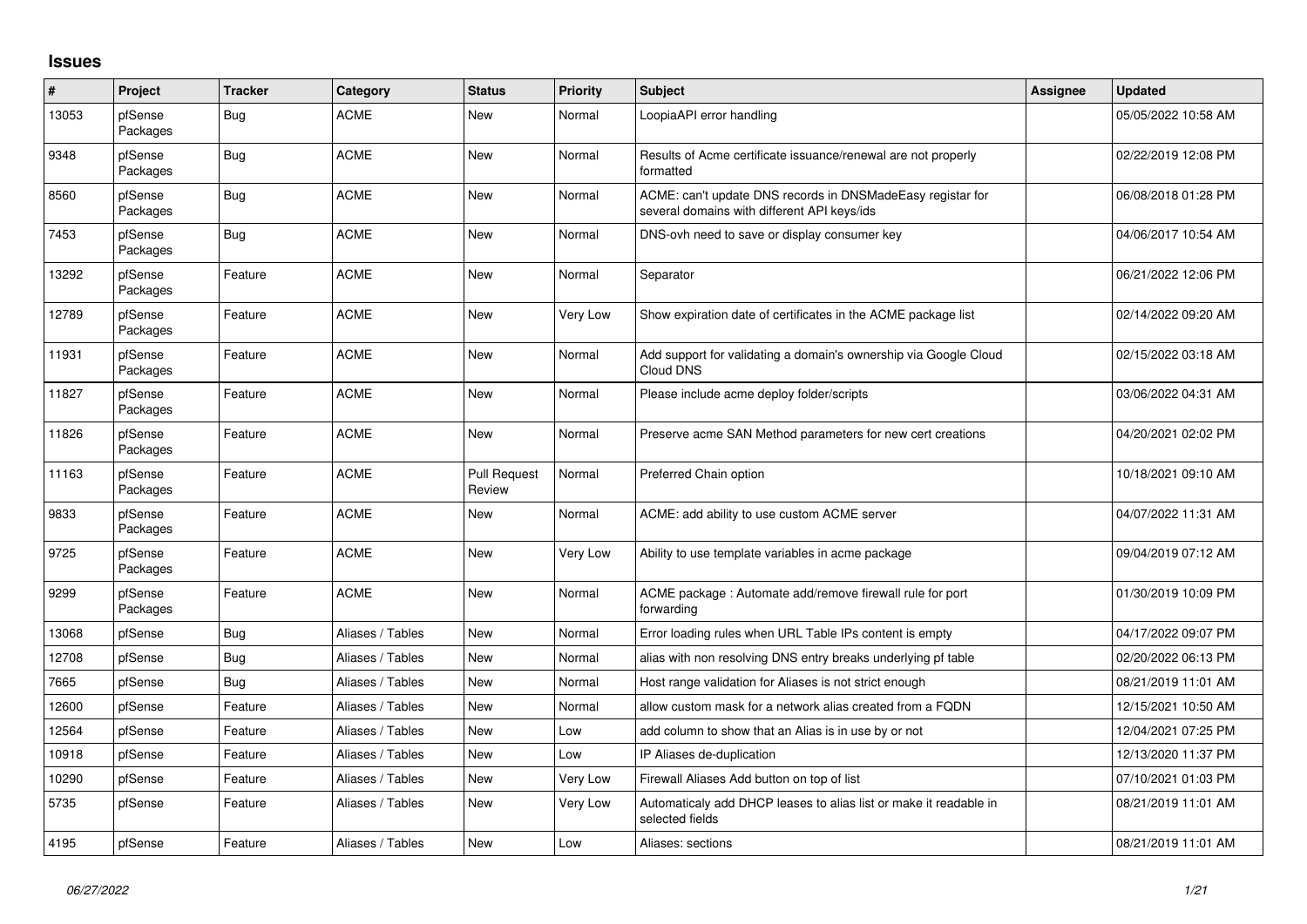## Issues

| # | Project | Tracker | Category | Status | Priority | Subject | Assignee | Updated |
|---|---|---|---|---|---|---|---|---|
| 13053 | pfSense Packages | Bug | ACME | New | Normal | LoopiaAPI error handling | | 05/05/2022 10:58 AM |
| 9348 | pfSense Packages | Bug | ACME | New | Normal | Results of Acme certificate issuance/renewal are not properly formatted | | 02/22/2019 12:08 PM |
| 8560 | pfSense Packages | Bug | ACME | New | Normal | ACME: can't update DNS records in DNSMadeEasy registar for several domains with different API keys/ids | | 06/08/2018 01:28 PM |
| 7453 | pfSense Packages | Bug | ACME | New | Normal | DNS-ovh need to save or display consumer key | | 04/06/2017 10:54 AM |
| 13292 | pfSense Packages | Feature | ACME | New | Normal | Separator | | 06/21/2022 12:06 PM |
| 12789 | pfSense Packages | Feature | ACME | New | Very Low | Show expiration date of certificates in the ACME package list | | 02/14/2022 09:20 AM |
| 11931 | pfSense Packages | Feature | ACME | New | Normal | Add support for validating a domain's ownership via Google Cloud Cloud DNS | | 02/15/2022 03:18 AM |
| 11827 | pfSense Packages | Feature | ACME | New | Normal | Please include acme deploy folder/scripts | | 03/06/2022 04:31 AM |
| 11826 | pfSense Packages | Feature | ACME | New | Normal | Preserve acme SAN Method parameters for new cert creations | | 04/20/2021 02:02 PM |
| 11163 | pfSense Packages | Feature | ACME | Pull Request Review | Normal | Preferred Chain option | | 10/18/2021 09:10 AM |
| 9833 | pfSense Packages | Feature | ACME | New | Normal | ACME: add ability to use custom ACME server | | 04/07/2022 11:31 AM |
| 9725 | pfSense Packages | Feature | ACME | New | Very Low | Ability to use template variables in acme package | | 09/04/2019 07:12 AM |
| 9299 | pfSense Packages | Feature | ACME | New | Normal | ACME package : Automate add/remove firewall rule for port forwarding | | 01/30/2019 10:09 PM |
| 13068 | pfSense | Bug | Aliases / Tables | New | Normal | Error loading rules when URL Table IPs content is empty | | 04/17/2022 09:07 PM |
| 12708 | pfSense | Bug | Aliases / Tables | New | Normal | alias with non resolving DNS entry breaks underlying pf table | | 02/20/2022 06:13 PM |
| 7665 | pfSense | Bug | Aliases / Tables | New | Normal | Host range validation for Aliases is not strict enough | | 08/21/2019 11:01 AM |
| 12600 | pfSense | Feature | Aliases / Tables | New | Normal | allow custom mask for a network alias created from a FQDN | | 12/15/2021 10:50 AM |
| 12564 | pfSense | Feature | Aliases / Tables | New | Low | add column to show that an Alias is in use by or not | | 12/04/2021 07:25 PM |
| 10918 | pfSense | Feature | Aliases / Tables | New | Low | IP Aliases de-duplication | | 12/13/2020 11:37 PM |
| 10290 | pfSense | Feature | Aliases / Tables | New | Very Low | Firewall Aliases Add button on top of list | | 07/10/2021 01:03 PM |
| 5735 | pfSense | Feature | Aliases / Tables | New | Very Low | Automaticaly add DHCP leases to alias list or make it readable in selected fields | | 08/21/2019 11:01 AM |
| 4195 | pfSense | Feature | Aliases / Tables | New | Low | Aliases: sections | | 08/21/2019 11:01 AM |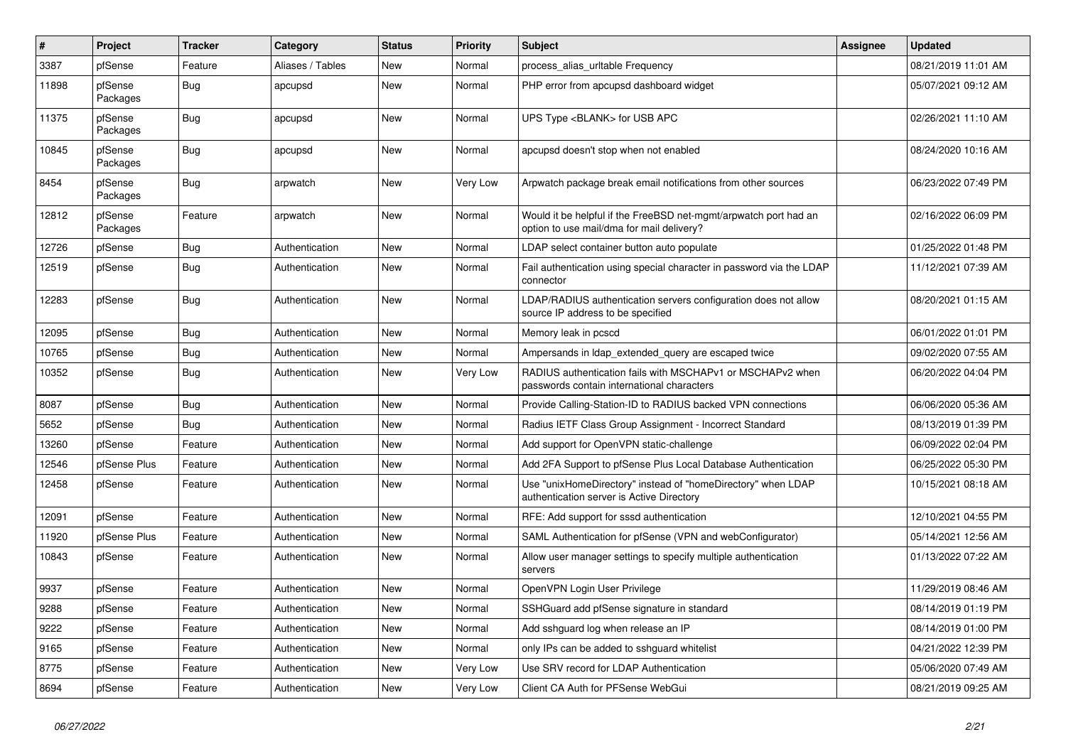| # | Project | Tracker | Category | Status | Priority | Subject | Assignee | Updated |
|---|---|---|---|---|---|---|---|---|
| 3387 | pfSense | Feature | Aliases / Tables | New | Normal | process_alias_urltable Frequency | | 08/21/2019 11:01 AM |
| 11898 | pfSense Packages | Bug | apcupsd | New | Normal | PHP error from apcupsd dashboard widget | | 05/07/2021 09:12 AM |
| 11375 | pfSense Packages | Bug | apcupsd | New | Normal | UPS Type <BLANK> for USB APC | | 02/26/2021 11:10 AM |
| 10845 | pfSense Packages | Bug | apcupsd | New | Normal | apcupsd doesn't stop when not enabled | | 08/24/2020 10:16 AM |
| 8454 | pfSense Packages | Bug | arpwatch | New | Very Low | Arpwatch package break email notifications from other sources | | 06/23/2022 07:49 PM |
| 12812 | pfSense Packages | Feature | arpwatch | New | Normal | Would it be helpful if the FreeBSD net-mgmt/arpwatch port had an option to use mail/dma for mail delivery? | | 02/16/2022 06:09 PM |
| 12726 | pfSense | Bug | Authentication | New | Normal | LDAP select container button auto populate | | 01/25/2022 01:48 PM |
| 12519 | pfSense | Bug | Authentication | New | Normal | Fail authentication using special character in password via the LDAP connector | | 11/12/2021 07:39 AM |
| 12283 | pfSense | Bug | Authentication | New | Normal | LDAP/RADIUS authentication servers configuration does not allow source IP address to be specified | | 08/20/2021 01:15 AM |
| 12095 | pfSense | Bug | Authentication | New | Normal | Memory leak in pcscd | | 06/01/2022 01:01 PM |
| 10765 | pfSense | Bug | Authentication | New | Normal | Ampersands in ldap_extended_query are escaped twice | | 09/02/2020 07:55 AM |
| 10352 | pfSense | Bug | Authentication | New | Very Low | RADIUS authentication fails with MSCHAPv1 or MSCHAPv2 when passwords contain international characters | | 06/20/2022 04:04 PM |
| 8087 | pfSense | Bug | Authentication | New | Normal | Provide Calling-Station-ID to RADIUS backed VPN connections | | 06/06/2020 05:36 AM |
| 5652 | pfSense | Bug | Authentication | New | Normal | Radius IETF Class Group Assignment - Incorrect Standard | | 08/13/2019 01:39 PM |
| 13260 | pfSense | Feature | Authentication | New | Normal | Add support for OpenVPN static-challenge | | 06/09/2022 02:04 PM |
| 12546 | pfSense Plus | Feature | Authentication | New | Normal | Add 2FA Support to pfSense Plus Local Database Authentication | | 06/25/2022 05:30 PM |
| 12458 | pfSense | Feature | Authentication | New | Normal | Use "unixHomeDirectory" instead of "homeDirectory" when LDAP authentication server is Active Directory | | 10/15/2021 08:18 AM |
| 12091 | pfSense | Feature | Authentication | New | Normal | RFE: Add support for sssd authentication | | 12/10/2021 04:55 PM |
| 11920 | pfSense Plus | Feature | Authentication | New | Normal | SAML Authentication for pfSense (VPN and webConfigurator) | | 05/14/2021 12:56 AM |
| 10843 | pfSense | Feature | Authentication | New | Normal | Allow user manager settings to specify multiple authentication servers | | 01/13/2022 07:22 AM |
| 9937 | pfSense | Feature | Authentication | New | Normal | OpenVPN Login User Privilege | | 11/29/2019 08:46 AM |
| 9288 | pfSense | Feature | Authentication | New | Normal | SSHGuard add pfSense signature in standard | | 08/14/2019 01:19 PM |
| 9222 | pfSense | Feature | Authentication | New | Normal | Add sshguard log when release an IP | | 08/14/2019 01:00 PM |
| 9165 | pfSense | Feature | Authentication | New | Normal | only IPs can be added to sshguard whitelist | | 04/21/2022 12:39 PM |
| 8775 | pfSense | Feature | Authentication | New | Very Low | Use SRV record for LDAP Authentication | | 05/06/2020 07:49 AM |
| 8694 | pfSense | Feature | Authentication | New | Very Low | Client CA Auth for PFSense WebGui | | 08/21/2019 09:25 AM |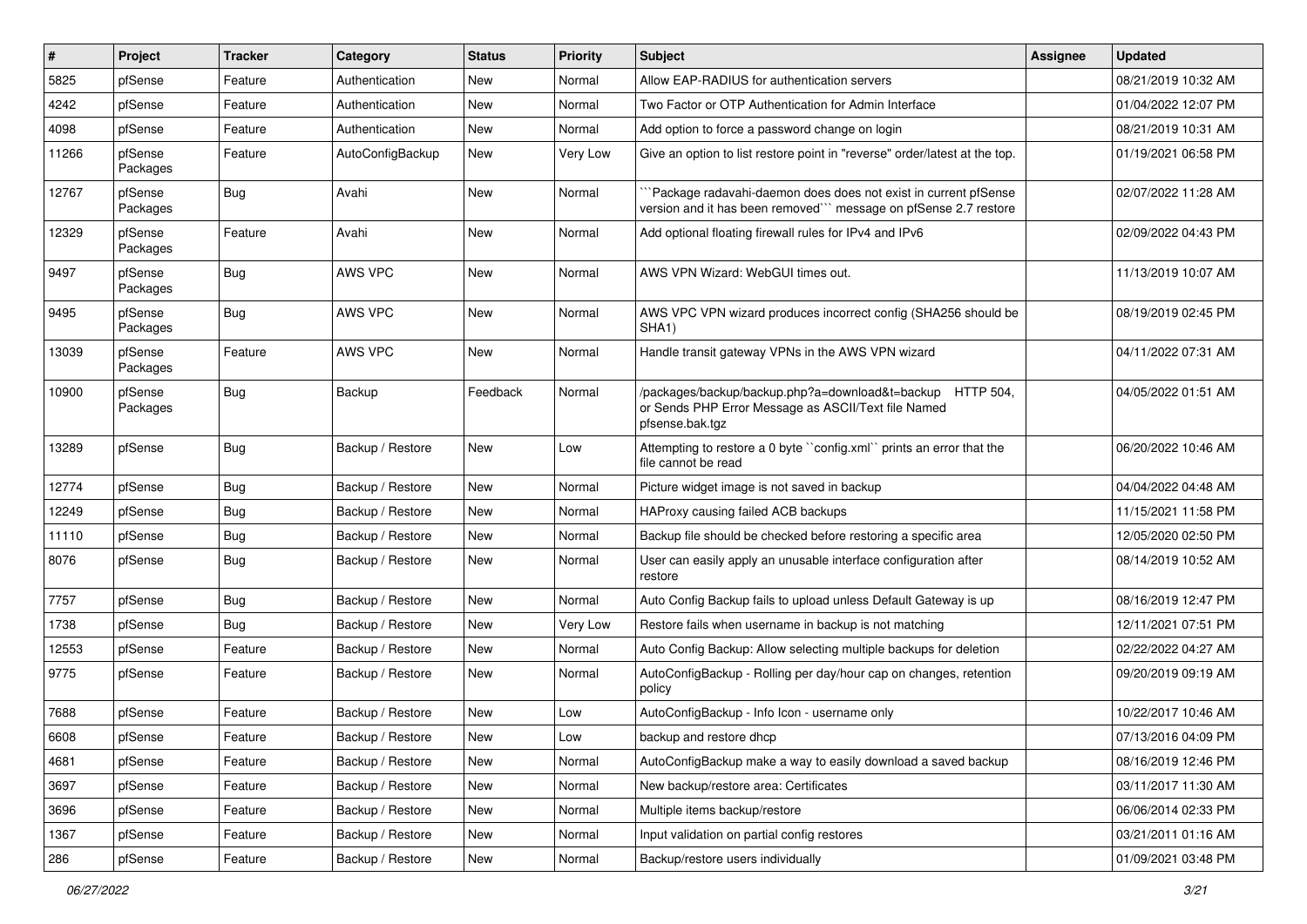| # | Project | Tracker | Category | Status | Priority | Subject | Assignee | Updated |
|---|---|---|---|---|---|---|---|---|
| 5825 | pfSense | Feature | Authentication | New | Normal | Allow EAP-RADIUS for authentication servers | | 08/21/2019 10:32 AM |
| 4242 | pfSense | Feature | Authentication | New | Normal | Two Factor or OTP Authentication for Admin Interface | | 01/04/2022 12:07 PM |
| 4098 | pfSense | Feature | Authentication | New | Normal | Add option to force a password change on login | | 08/21/2019 10:31 AM |
| 11266 | pfSense Packages | Feature | AutoConfigBackup | New | Very Low | Give an option to list restore point in "reverse" order/latest at the top. | | 01/19/2021 06:58 PM |
| 12767 | pfSense Packages | Bug | Avahi | New | Normal | ```Package radavahi-daemon does does not exist in current pfSense version and it has been removed``` message on pfSense 2.7 restore | | 02/07/2022 11:28 AM |
| 12329 | pfSense Packages | Feature | Avahi | New | Normal | Add optional floating firewall rules for IPv4 and IPv6 | | 02/09/2022 04:43 PM |
| 9497 | pfSense Packages | Bug | AWS VPC | New | Normal | AWS VPN Wizard: WebGUI times out. | | 11/13/2019 10:07 AM |
| 9495 | pfSense Packages | Bug | AWS VPC | New | Normal | AWS VPC VPN wizard produces incorrect config (SHA256 should be SHA1) | | 08/19/2019 02:45 PM |
| 13039 | pfSense Packages | Feature | AWS VPC | New | Normal | Handle transit gateway VPNs in the AWS VPN wizard | | 04/11/2022 07:31 AM |
| 10900 | pfSense Packages | Bug | Backup | Feedback | Normal | /packages/backup/backup.php?a=download&t=backup HTTP 504, or Sends PHP Error Message as ASCII/Text file Named pfsense.bak.tgz | | 04/05/2022 01:51 AM |
| 13289 | pfSense | Bug | Backup / Restore | New | Low | Attempting to restore a 0 byte ``config.xml`` prints an error that the file cannot be read | | 06/20/2022 10:46 AM |
| 12774 | pfSense | Bug | Backup / Restore | New | Normal | Picture widget image is not saved in backup | | 04/04/2022 04:48 AM |
| 12249 | pfSense | Bug | Backup / Restore | New | Normal | HAProxy causing failed ACB backups | | 11/15/2021 11:58 PM |
| 11110 | pfSense | Bug | Backup / Restore | New | Normal | Backup file should be checked before restoring a specific area | | 12/05/2020 02:50 PM |
| 8076 | pfSense | Bug | Backup / Restore | New | Normal | User can easily apply an unusable interface configuration after restore | | 08/14/2019 10:52 AM |
| 7757 | pfSense | Bug | Backup / Restore | New | Normal | Auto Config Backup fails to upload unless Default Gateway is up | | 08/16/2019 12:47 PM |
| 1738 | pfSense | Bug | Backup / Restore | New | Very Low | Restore fails when username in backup is not matching | | 12/11/2021 07:51 PM |
| 12553 | pfSense | Feature | Backup / Restore | New | Normal | Auto Config Backup: Allow selecting multiple backups for deletion | | 02/22/2022 04:27 AM |
| 9775 | pfSense | Feature | Backup / Restore | New | Normal | AutoConfigBackup - Rolling per day/hour cap on changes, retention policy | | 09/20/2019 09:19 AM |
| 7688 | pfSense | Feature | Backup / Restore | New | Low | AutoConfigBackup - Info Icon - username only | | 10/22/2017 10:46 AM |
| 6608 | pfSense | Feature | Backup / Restore | New | Low | backup and restore dhcp | | 07/13/2016 04:09 PM |
| 4681 | pfSense | Feature | Backup / Restore | New | Normal | AutoConfigBackup make a way to easily download a saved backup | | 08/16/2019 12:46 PM |
| 3697 | pfSense | Feature | Backup / Restore | New | Normal | New backup/restore area: Certificates | | 03/11/2017 11:30 AM |
| 3696 | pfSense | Feature | Backup / Restore | New | Normal | Multiple items backup/restore | | 06/06/2014 02:33 PM |
| 1367 | pfSense | Feature | Backup / Restore | New | Normal | Input validation on partial config restores | | 03/21/2011 01:16 AM |
| 286 | pfSense | Feature | Backup / Restore | New | Normal | Backup/restore users individually | | 01/09/2021 03:48 PM |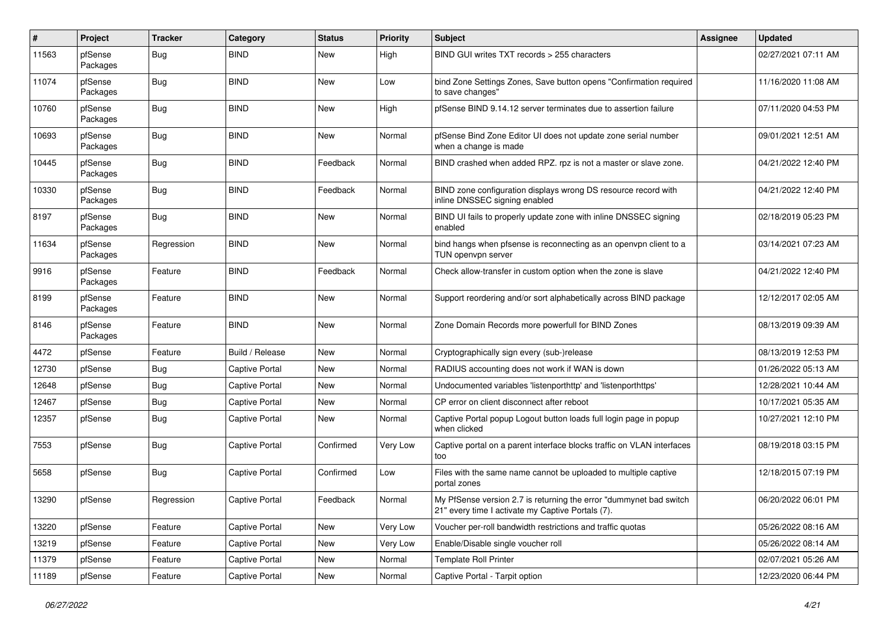| # | Project | Tracker | Category | Status | Priority | Subject | Assignee | Updated |
|---|---|---|---|---|---|---|---|---|
| 11563 | pfSense Packages | Bug | BIND | New | High | BIND GUI writes TXT records > 255 characters | | 02/27/2021 07:11 AM |
| 11074 | pfSense Packages | Bug | BIND | New | Low | bind Zone Settings Zones, Save button opens "Confirmation required to save changes" | | 11/16/2020 11:08 AM |
| 10760 | pfSense Packages | Bug | BIND | New | High | pfSense BIND 9.14.12 server terminates due to assertion failure | | 07/11/2020 04:53 PM |
| 10693 | pfSense Packages | Bug | BIND | New | Normal | pfSense Bind Zone Editor UI does not update zone serial number when a change is made | | 09/01/2021 12:51 AM |
| 10445 | pfSense Packages | Bug | BIND | Feedback | Normal | BIND crashed when added RPZ. rpz is not a master or slave zone. | | 04/21/2022 12:40 PM |
| 10330 | pfSense Packages | Bug | BIND | Feedback | Normal | BIND zone configuration displays wrong DS resource record with inline DNSSEC signing enabled | | 04/21/2022 12:40 PM |
| 8197 | pfSense Packages | Bug | BIND | New | Normal | BIND UI fails to properly update zone with inline DNSSEC signing enabled | | 02/18/2019 05:23 PM |
| 11634 | pfSense Packages | Regression | BIND | New | Normal | bind hangs when pfsense is reconnecting as an openvpn client to a TUN openvpn server | | 03/14/2021 07:23 AM |
| 9916 | pfSense Packages | Feature | BIND | Feedback | Normal | Check allow-transfer in custom option when the zone is slave | | 04/21/2022 12:40 PM |
| 8199 | pfSense Packages | Feature | BIND | New | Normal | Support reordering and/or sort alphabetically across BIND package | | 12/12/2017 02:05 AM |
| 8146 | pfSense Packages | Feature | BIND | New | Normal | Zone Domain Records more powerfull for BIND Zones | | 08/13/2019 09:39 AM |
| 4472 | pfSense | Feature | Build / Release | New | Normal | Cryptographically sign every (sub-)release | | 08/13/2019 12:53 PM |
| 12730 | pfSense | Bug | Captive Portal | New | Normal | RADIUS accounting does not work if WAN is down | | 01/26/2022 05:13 AM |
| 12648 | pfSense | Bug | Captive Portal | New | Normal | Undocumented variables 'listenporthttp' and 'listenporthttps' | | 12/28/2021 10:44 AM |
| 12467 | pfSense | Bug | Captive Portal | New | Normal | CP error on client disconnect after reboot | | 10/17/2021 05:35 AM |
| 12357 | pfSense | Bug | Captive Portal | New | Normal | Captive Portal popup Logout button loads full login page in popup when clicked | | 10/27/2021 12:10 PM |
| 7553 | pfSense | Bug | Captive Portal | Confirmed | Very Low | Captive portal on a parent interface blocks traffic on VLAN interfaces too | | 08/19/2018 03:15 PM |
| 5658 | pfSense | Bug | Captive Portal | Confirmed | Low | Files with the same name cannot be uploaded to multiple captive portal zones | | 12/18/2015 07:19 PM |
| 13290 | pfSense | Regression | Captive Portal | Feedback | Normal | My PfSense version 2.7 is returning the error "dummynet bad switch 21" every time I activate my Captive Portals (7). | | 06/20/2022 06:01 PM |
| 13220 | pfSense | Feature | Captive Portal | New | Very Low | Voucher per-roll bandwidth restrictions and traffic quotas | | 05/26/2022 08:16 AM |
| 13219 | pfSense | Feature | Captive Portal | New | Very Low | Enable/Disable single voucher roll | | 05/26/2022 08:14 AM |
| 11379 | pfSense | Feature | Captive Portal | New | Normal | Template Roll Printer | | 02/07/2021 05:26 AM |
| 11189 | pfSense | Feature | Captive Portal | New | Normal | Captive Portal - Tarpit option | | 12/23/2020 06:44 PM |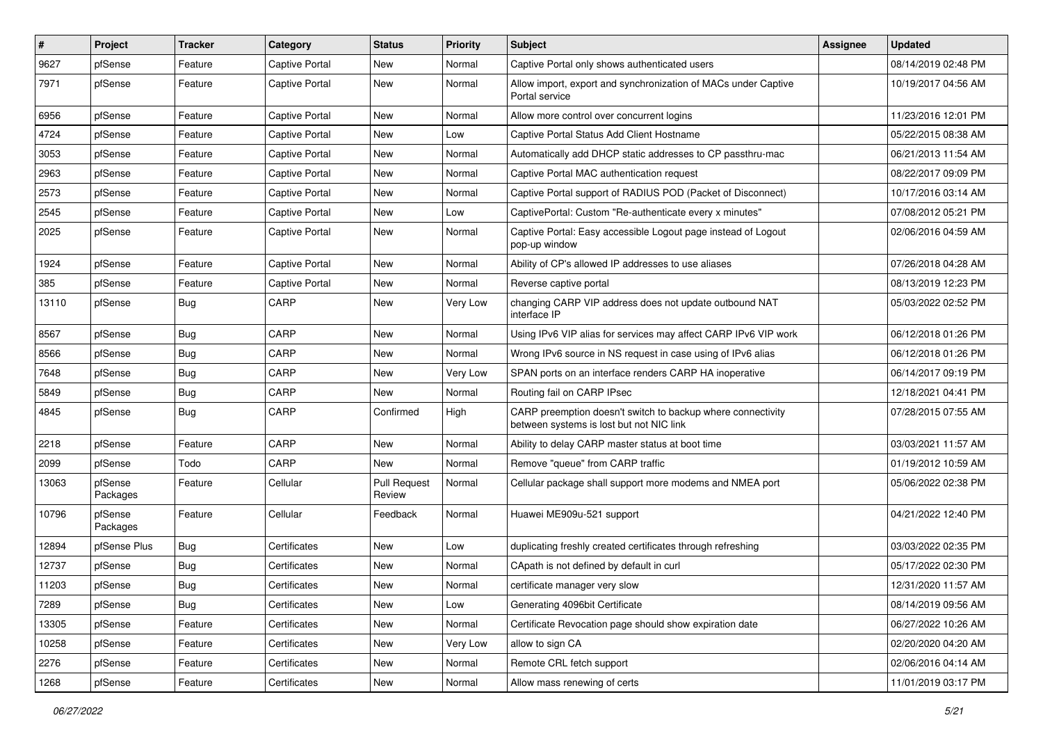| # | Project | Tracker | Category | Status | Priority | Subject | Assignee | Updated |
|---|---|---|---|---|---|---|---|---|
| 9627 | pfSense | Feature | Captive Portal | New | Normal | Captive Portal only shows authenticated users | | 08/14/2019 02:48 PM |
| 7971 | pfSense | Feature | Captive Portal | New | Normal | Allow import, export and synchronization of MACs under Captive Portal service | | 10/19/2017 04:56 AM |
| 6956 | pfSense | Feature | Captive Portal | New | Normal | Allow more control over concurrent logins | | 11/23/2016 12:01 PM |
| 4724 | pfSense | Feature | Captive Portal | New | Low | Captive Portal Status Add Client Hostname | | 05/22/2015 08:38 AM |
| 3053 | pfSense | Feature | Captive Portal | New | Normal | Automatically add DHCP static addresses to CP passthru-mac | | 06/21/2013 11:54 AM |
| 2963 | pfSense | Feature | Captive Portal | New | Normal | Captive Portal MAC authentication request | | 08/22/2017 09:09 PM |
| 2573 | pfSense | Feature | Captive Portal | New | Normal | Captive Portal support of RADIUS POD (Packet of Disconnect) | | 10/17/2016 03:14 AM |
| 2545 | pfSense | Feature | Captive Portal | New | Low | CaptivePortal: Custom "Re-authenticate every x minutes" | | 07/08/2012 05:21 PM |
| 2025 | pfSense | Feature | Captive Portal | New | Normal | Captive Portal: Easy accessible Logout page instead of Logout pop-up window | | 02/06/2016 04:59 AM |
| 1924 | pfSense | Feature | Captive Portal | New | Normal | Ability of CP's allowed IP addresses to use aliases | | 07/26/2018 04:28 AM |
| 385 | pfSense | Feature | Captive Portal | New | Normal | Reverse captive portal | | 08/13/2019 12:23 PM |
| 13110 | pfSense | Bug | CARP | New | Very Low | changing CARP VIP address does not update outbound NAT interface IP | | 05/03/2022 02:52 PM |
| 8567 | pfSense | Bug | CARP | New | Normal | Using IPv6 VIP alias for services may affect CARP IPv6 VIP work | | 06/12/2018 01:26 PM |
| 8566 | pfSense | Bug | CARP | New | Normal | Wrong IPv6 source in NS request in case using of IPv6 alias | | 06/12/2018 01:26 PM |
| 7648 | pfSense | Bug | CARP | New | Very Low | SPAN ports on an interface renders CARP HA inoperative | | 06/14/2017 09:19 PM |
| 5849 | pfSense | Bug | CARP | New | Normal | Routing fail on CARP IPsec | | 12/18/2021 04:41 PM |
| 4845 | pfSense | Bug | CARP | Confirmed | High | CARP preemption doesn't switch to backup where connectivity between systems is lost but not NIC link | | 07/28/2015 07:55 AM |
| 2218 | pfSense | Feature | CARP | New | Normal | Ability to delay CARP master status at boot time | | 03/03/2021 11:57 AM |
| 2099 | pfSense | Todo | CARP | New | Normal | Remove "queue" from CARP traffic | | 01/19/2012 10:59 AM |
| 13063 | pfSense Packages | Feature | Cellular | Pull Request Review | Normal | Cellular package shall support more modems and NMEA port | | 05/06/2022 02:38 PM |
| 10796 | pfSense Packages | Feature | Cellular | Feedback | Normal | Huawei ME909u-521 support | | 04/21/2022 12:40 PM |
| 12894 | pfSense Plus | Bug | Certificates | New | Low | duplicating freshly created certificates through refreshing | | 03/03/2022 02:35 PM |
| 12737 | pfSense | Bug | Certificates | New | Normal | CApath is not defined by default in curl | | 05/17/2022 02:30 PM |
| 11203 | pfSense | Bug | Certificates | New | Normal | certificate manager very slow | | 12/31/2020 11:57 AM |
| 7289 | pfSense | Bug | Certificates | New | Low | Generating 4096bit Certificate | | 08/14/2019 09:56 AM |
| 13305 | pfSense | Feature | Certificates | New | Normal | Certificate Revocation page should show expiration date | | 06/27/2022 10:26 AM |
| 10258 | pfSense | Feature | Certificates | New | Very Low | allow to sign CA | | 02/20/2020 04:20 AM |
| 2276 | pfSense | Feature | Certificates | New | Normal | Remote CRL fetch support | | 02/06/2016 04:14 AM |
| 1268 | pfSense | Feature | Certificates | New | Normal | Allow mass renewing of certs | | 11/01/2019 03:17 PM |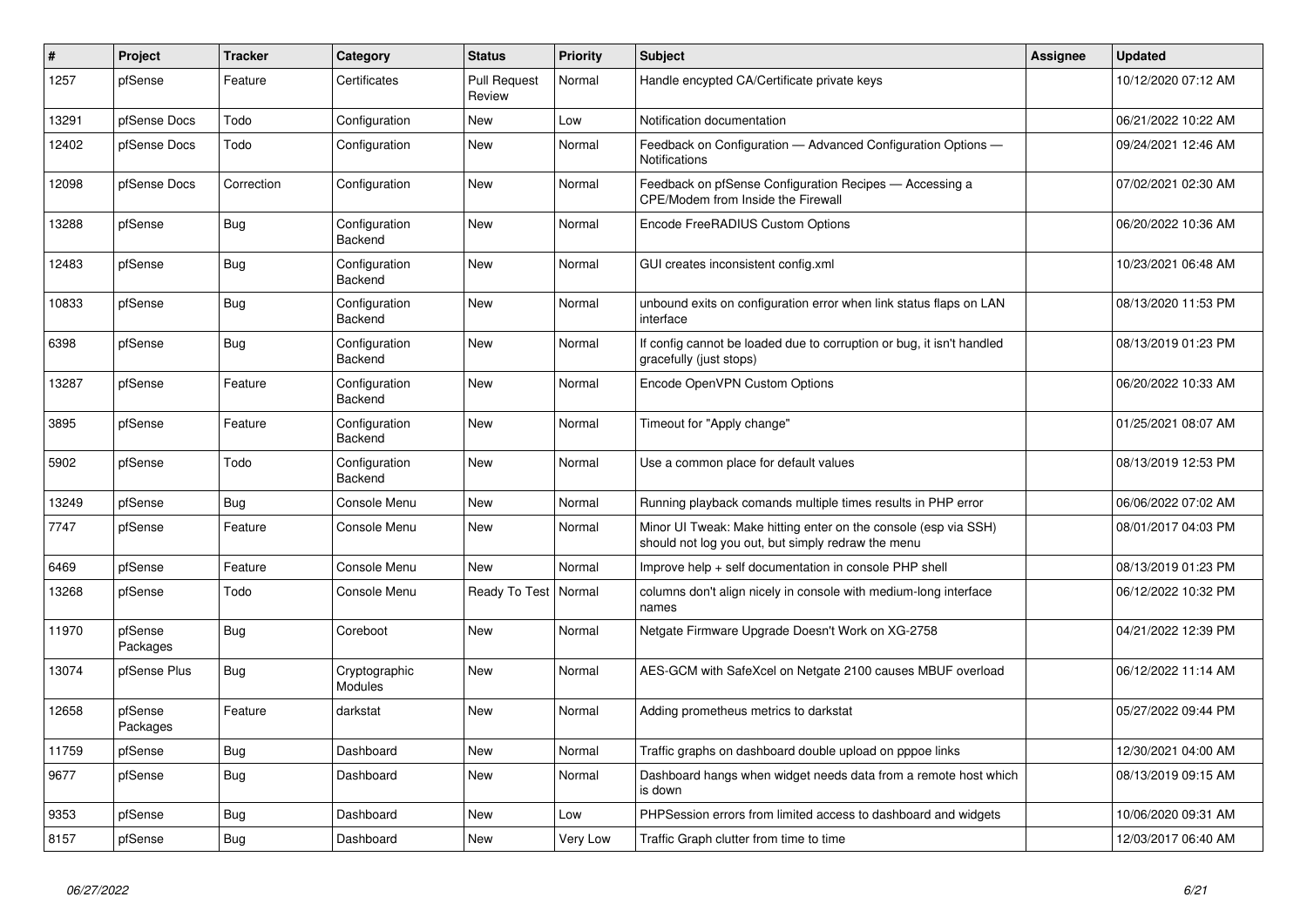| # | Project | Tracker | Category | Status | Priority | Subject | Assignee | Updated |
|---|---|---|---|---|---|---|---|---|
| 1257 | pfSense | Feature | Certificates | Pull Request Review | Normal | Handle encypted CA/Certificate private keys | | 10/12/2020 07:12 AM |
| 13291 | pfSense Docs | Todo | Configuration | New | Low | Notification documentation | | 06/21/2022 10:22 AM |
| 12402 | pfSense Docs | Todo | Configuration | New | Normal | Feedback on Configuration — Advanced Configuration Options — Notifications | | 09/24/2021 12:46 AM |
| 12098 | pfSense Docs | Correction | Configuration | New | Normal | Feedback on pfSense Configuration Recipes — Accessing a CPE/Modem from Inside the Firewall | | 07/02/2021 02:30 AM |
| 13288 | pfSense | Bug | Configuration Backend | New | Normal | Encode FreeRADIUS Custom Options | | 06/20/2022 10:36 AM |
| 12483 | pfSense | Bug | Configuration Backend | New | Normal | GUI creates inconsistent config.xml | | 10/23/2021 06:48 AM |
| 10833 | pfSense | Bug | Configuration Backend | New | Normal | unbound exits on configuration error when link status flaps on LAN interface | | 08/13/2020 11:53 PM |
| 6398 | pfSense | Bug | Configuration Backend | New | Normal | If config cannot be loaded due to corruption or bug, it isn't handled gracefully (just stops) | | 08/13/2019 01:23 PM |
| 13287 | pfSense | Feature | Configuration Backend | New | Normal | Encode OpenVPN Custom Options | | 06/20/2022 10:33 AM |
| 3895 | pfSense | Feature | Configuration Backend | New | Normal | Timeout for "Apply change" | | 01/25/2021 08:07 AM |
| 5902 | pfSense | Todo | Configuration Backend | New | Normal | Use a common place for default values | | 08/13/2019 12:53 PM |
| 13249 | pfSense | Bug | Console Menu | New | Normal | Running playback comands multiple times results in PHP error | | 06/06/2022 07:02 AM |
| 7747 | pfSense | Feature | Console Menu | New | Normal | Minor UI Tweak: Make hitting enter on the console (esp via SSH) should not log you out, but simply redraw the menu | | 08/01/2017 04:03 PM |
| 6469 | pfSense | Feature | Console Menu | New | Normal | Improve help + self documentation in console PHP shell | | 08/13/2019 01:23 PM |
| 13268 | pfSense | Todo | Console Menu | Ready To Test | Normal | columns don't align nicely in console with medium-long interface names | | 06/12/2022 10:32 PM |
| 11970 | pfSense Packages | Bug | Coreboot | New | Normal | Netgate Firmware Upgrade Doesn't Work on XG-2758 | | 04/21/2022 12:39 PM |
| 13074 | pfSense Plus | Bug | Cryptographic Modules | New | Normal | AES-GCM with SafeXcel on Netgate 2100 causes MBUF overload | | 06/12/2022 11:14 AM |
| 12658 | pfSense Packages | Feature | darkstat | New | Normal | Adding prometheus metrics to darkstat | | 05/27/2022 09:44 PM |
| 11759 | pfSense | Bug | Dashboard | New | Normal | Traffic graphs on dashboard double upload on pppoe links | | 12/30/2021 04:00 AM |
| 9677 | pfSense | Bug | Dashboard | New | Normal | Dashboard hangs when widget needs data from a remote host which is down | | 08/13/2019 09:15 AM |
| 9353 | pfSense | Bug | Dashboard | New | Low | PHPSession errors from limited access to dashboard and widgets | | 10/06/2020 09:31 AM |
| 8157 | pfSense | Bug | Dashboard | New | Very Low | Traffic Graph clutter from time to time | | 12/03/2017 06:40 AM |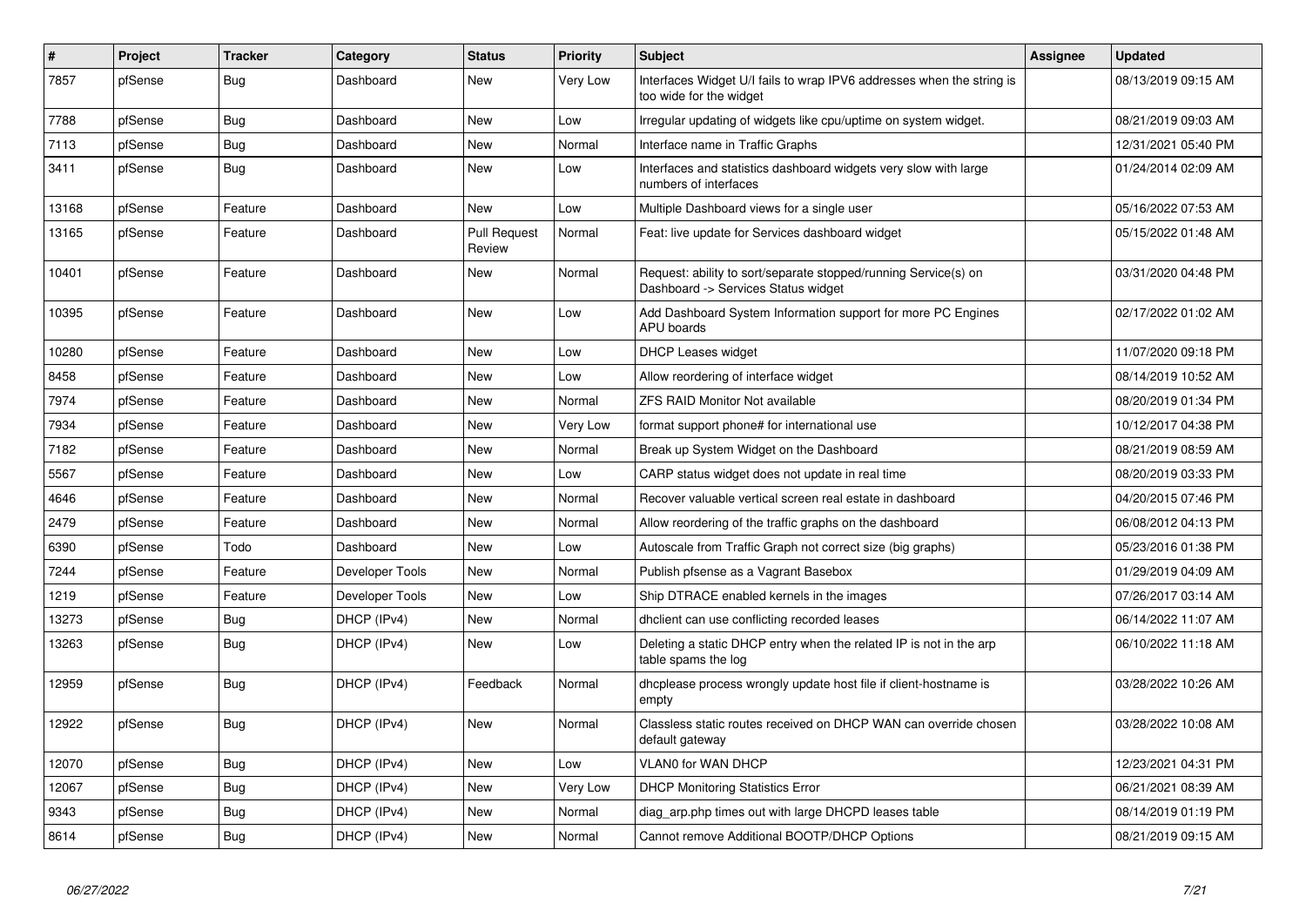| # | Project | Tracker | Category | Status | Priority | Subject | Assignee | Updated |
|---|---|---|---|---|---|---|---|---|
| 7857 | pfSense | Bug | Dashboard | New | Very Low | Interfaces Widget U/I fails to wrap IPV6 addresses when the string is too wide for the widget | | 08/13/2019 09:15 AM |
| 7788 | pfSense | Bug | Dashboard | New | Low | Irregular updating of widgets like cpu/uptime on system widget. | | 08/21/2019 09:03 AM |
| 7113 | pfSense | Bug | Dashboard | New | Normal | Interface name in Traffic Graphs | | 12/31/2021 05:40 PM |
| 3411 | pfSense | Bug | Dashboard | New | Low | Interfaces and statistics dashboard widgets very slow with large numbers of interfaces | | 01/24/2014 02:09 AM |
| 13168 | pfSense | Feature | Dashboard | New | Low | Multiple Dashboard views for a single user | | 05/16/2022 07:53 AM |
| 13165 | pfSense | Feature | Dashboard | Pull Request Review | Normal | Feat: live update for Services dashboard widget | | 05/15/2022 01:48 AM |
| 10401 | pfSense | Feature | Dashboard | New | Normal | Request: ability to sort/separate stopped/running Service(s) on Dashboard -> Services Status widget | | 03/31/2020 04:48 PM |
| 10395 | pfSense | Feature | Dashboard | New | Low | Add Dashboard System Information support for more PC Engines APU boards | | 02/17/2022 01:02 AM |
| 10280 | pfSense | Feature | Dashboard | New | Low | DHCP Leases widget | | 11/07/2020 09:18 PM |
| 8458 | pfSense | Feature | Dashboard | New | Low | Allow reordering of interface widget | | 08/14/2019 10:52 AM |
| 7974 | pfSense | Feature | Dashboard | New | Normal | ZFS RAID Monitor Not available | | 08/20/2019 01:34 PM |
| 7934 | pfSense | Feature | Dashboard | New | Very Low | format support phone# for international use | | 10/12/2017 04:38 PM |
| 7182 | pfSense | Feature | Dashboard | New | Normal | Break up System Widget on the Dashboard | | 08/21/2019 08:59 AM |
| 5567 | pfSense | Feature | Dashboard | New | Low | CARP status widget does not update in real time | | 08/20/2019 03:33 PM |
| 4646 | pfSense | Feature | Dashboard | New | Normal | Recover valuable vertical screen real estate in dashboard | | 04/20/2015 07:46 PM |
| 2479 | pfSense | Feature | Dashboard | New | Normal | Allow reordering of the traffic graphs on the dashboard | | 06/08/2012 04:13 PM |
| 6390 | pfSense | Todo | Dashboard | New | Low | Autoscale from Traffic Graph not correct size (big graphs) | | 05/23/2016 01:38 PM |
| 7244 | pfSense | Feature | Developer Tools | New | Normal | Publish pfsense as a Vagrant Basebox | | 01/29/2019 04:09 AM |
| 1219 | pfSense | Feature | Developer Tools | New | Low | Ship DTRACE enabled kernels in the images | | 07/26/2017 03:14 AM |
| 13273 | pfSense | Bug | DHCP (IPv4) | New | Normal | dhclient can use conflicting recorded leases | | 06/14/2022 11:07 AM |
| 13263 | pfSense | Bug | DHCP (IPv4) | New | Low | Deleting a static DHCP entry when the related IP is not in the arp table spams the log | | 06/10/2022 11:18 AM |
| 12959 | pfSense | Bug | DHCP (IPv4) | Feedback | Normal | dhcplease process wrongly update host file if client-hostname is empty | | 03/28/2022 10:26 AM |
| 12922 | pfSense | Bug | DHCP (IPv4) | New | Normal | Classless static routes received on DHCP WAN can override chosen default gateway | | 03/28/2022 10:08 AM |
| 12070 | pfSense | Bug | DHCP (IPv4) | New | Low | VLAN0 for WAN DHCP | | 12/23/2021 04:31 PM |
| 12067 | pfSense | Bug | DHCP (IPv4) | New | Very Low | DHCP Monitoring Statistics Error | | 06/21/2021 08:39 AM |
| 9343 | pfSense | Bug | DHCP (IPv4) | New | Normal | diag_arp.php times out with large DHCPD leases table | | 08/14/2019 01:19 PM |
| 8614 | pfSense | Bug | DHCP (IPv4) | New | Normal | Cannot remove Additional BOOTP/DHCP Options | | 08/21/2019 09:15 AM |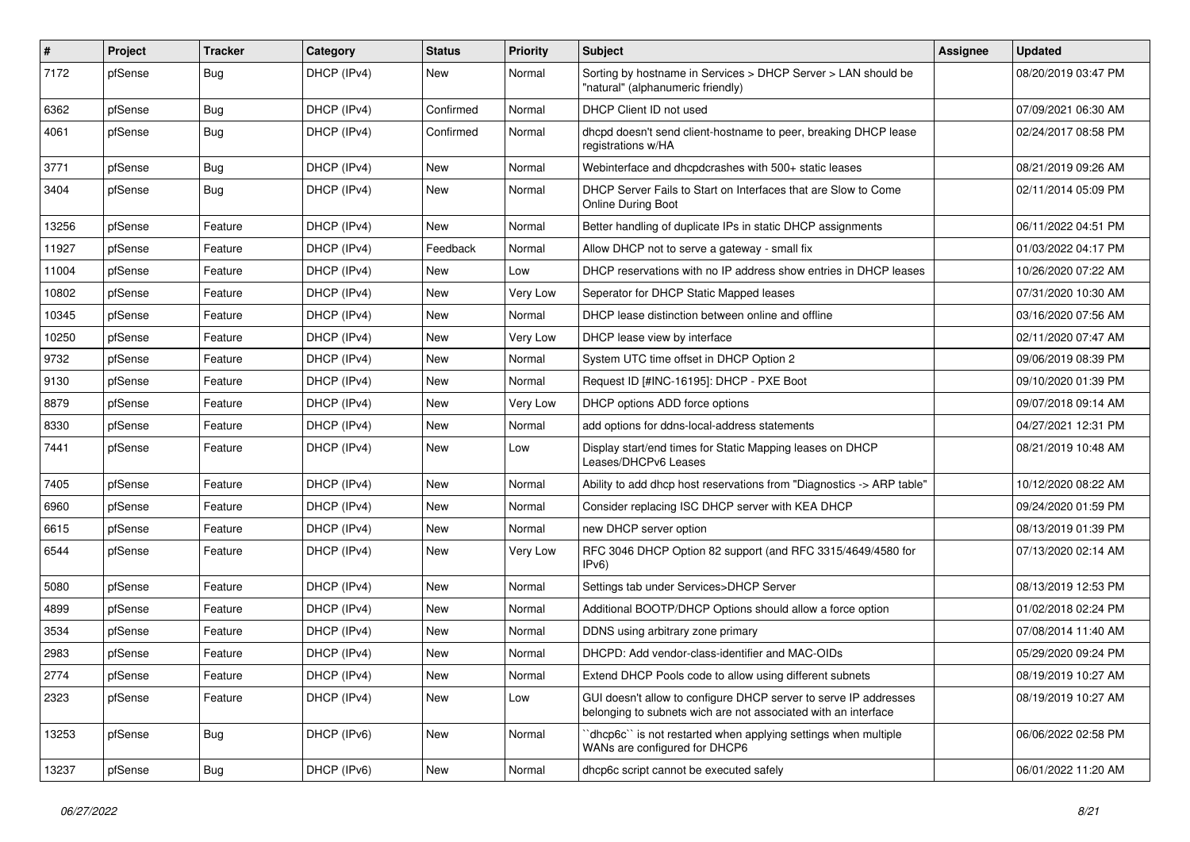| # | Project | Tracker | Category | Status | Priority | Subject | Assignee | Updated |
|---|---|---|---|---|---|---|---|---|
| 7172 | pfSense | Bug | DHCP (IPv4) | New | Normal | Sorting by hostname in Services > DHCP Server > LAN should be "natural" (alphanumeric friendly) | | 08/20/2019 03:47 PM |
| 6362 | pfSense | Bug | DHCP (IPv4) | Confirmed | Normal | DHCP Client ID not used | | 07/09/2021 06:30 AM |
| 4061 | pfSense | Bug | DHCP (IPv4) | Confirmed | Normal | dhcpd doesn't send client-hostname to peer, breaking DHCP lease registrations w/HA | | 02/24/2017 08:58 PM |
| 3771 | pfSense | Bug | DHCP (IPv4) | New | Normal | Webinterface and dhcpdcrashes with 500+ static leases | | 08/21/2019 09:26 AM |
| 3404 | pfSense | Bug | DHCP (IPv4) | New | Normal | DHCP Server Fails to Start on Interfaces that are Slow to Come Online During Boot | | 02/11/2014 05:09 PM |
| 13256 | pfSense | Feature | DHCP (IPv4) | New | Normal | Better handling of duplicate IPs in static DHCP assignments | | 06/11/2022 04:51 PM |
| 11927 | pfSense | Feature | DHCP (IPv4) | Feedback | Normal | Allow DHCP not to serve a gateway - small fix | | 01/03/2022 04:17 PM |
| 11004 | pfSense | Feature | DHCP (IPv4) | New | Low | DHCP reservations with no IP address show entries in DHCP leases | | 10/26/2020 07:22 AM |
| 10802 | pfSense | Feature | DHCP (IPv4) | New | Very Low | Seperator for DHCP Static Mapped leases | | 07/31/2020 10:30 AM |
| 10345 | pfSense | Feature | DHCP (IPv4) | New | Normal | DHCP lease distinction between online and offline | | 03/16/2020 07:56 AM |
| 10250 | pfSense | Feature | DHCP (IPv4) | New | Very Low | DHCP lease view by interface | | 02/11/2020 07:47 AM |
| 9732 | pfSense | Feature | DHCP (IPv4) | New | Normal | System UTC time offset in DHCP Option 2 | | 09/06/2019 08:39 PM |
| 9130 | pfSense | Feature | DHCP (IPv4) | New | Normal | Request ID [#INC-16195]: DHCP - PXE Boot | | 09/10/2020 01:39 PM |
| 8879 | pfSense | Feature | DHCP (IPv4) | New | Very Low | DHCP options ADD force options | | 09/07/2018 09:14 AM |
| 8330 | pfSense | Feature | DHCP (IPv4) | New | Normal | add options for ddns-local-address statements | | 04/27/2021 12:31 PM |
| 7441 | pfSense | Feature | DHCP (IPv4) | New | Low | Display start/end times for Static Mapping leases on DHCP Leases/DHCPv6 Leases | | 08/21/2019 10:48 AM |
| 7405 | pfSense | Feature | DHCP (IPv4) | New | Normal | Ability to add dhcp host reservations from "Diagnostics -> ARP table" | | 10/12/2020 08:22 AM |
| 6960 | pfSense | Feature | DHCP (IPv4) | New | Normal | Consider replacing ISC DHCP server with KEA DHCP | | 09/24/2020 01:59 PM |
| 6615 | pfSense | Feature | DHCP (IPv4) | New | Normal | new DHCP server option | | 08/13/2019 01:39 PM |
| 6544 | pfSense | Feature | DHCP (IPv4) | New | Very Low | RFC 3046 DHCP Option 82 support (and RFC 3315/4649/4580 for IPv6) | | 07/13/2020 02:14 AM |
| 5080 | pfSense | Feature | DHCP (IPv4) | New | Normal | Settings tab under Services>DHCP Server | | 08/13/2019 12:53 PM |
| 4899 | pfSense | Feature | DHCP (IPv4) | New | Normal | Additional BOOTP/DHCP Options should allow a force option | | 01/02/2018 02:24 PM |
| 3534 | pfSense | Feature | DHCP (IPv4) | New | Normal | DDNS using arbitrary zone primary | | 07/08/2014 11:40 AM |
| 2983 | pfSense | Feature | DHCP (IPv4) | New | Normal | DHCPD: Add vendor-class-identifier and MAC-OIDs | | 05/29/2020 09:24 PM |
| 2774 | pfSense | Feature | DHCP (IPv4) | New | Normal | Extend DHCP Pools code to allow using different subnets | | 08/19/2019 10:27 AM |
| 2323 | pfSense | Feature | DHCP (IPv4) | New | Low | GUI doesn't allow to configure DHCP server to serve IP addresses belonging to subnets wich are not associated with an interface | | 08/19/2019 10:27 AM |
| 13253 | pfSense | Bug | DHCP (IPv6) | New | Normal | ``dhcp6c`` is not restarted when applying settings when multiple WANs are configured for DHCP6 | | 06/06/2022 02:58 PM |
| 13237 | pfSense | Bug | DHCP (IPv6) | New | Normal | dhcp6c script cannot be executed safely | | 06/01/2022 11:20 AM |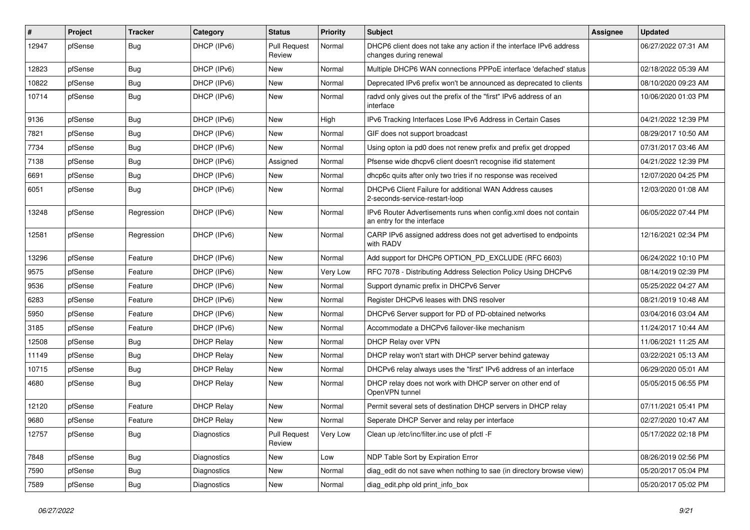| # | Project | Tracker | Category | Status | Priority | Subject | Assignee | Updated |
| --- | --- | --- | --- | --- | --- | --- | --- | --- |
| 12947 | pfSense | Bug | DHCP (IPv6) | Pull Request Review | Normal | DHCP6 client does not take any action if the interface IPv6 address changes during renewal | | 06/27/2022 07:31 AM |
| 12823 | pfSense | Bug | DHCP (IPv6) | New | Normal | Multiple DHCP6 WAN connections PPPoE interface 'defached' status | | 02/18/2022 05:39 AM |
| 10822 | pfSense | Bug | DHCP (IPv6) | New | Normal | Deprecated IPv6 prefix won't be announced as deprecated to clients | | 08/10/2020 09:23 AM |
| 10714 | pfSense | Bug | DHCP (IPv6) | New | Normal | radvd only gives out the prefix of the "first" IPv6 address of an interface | | 10/06/2020 01:03 PM |
| 9136 | pfSense | Bug | DHCP (IPv6) | New | High | IPv6 Tracking Interfaces Lose IPv6 Address in Certain Cases | | 04/21/2022 12:39 PM |
| 7821 | pfSense | Bug | DHCP (IPv6) | New | Normal | GIF does not support broadcast | | 08/29/2017 10:50 AM |
| 7734 | pfSense | Bug | DHCP (IPv6) | New | Normal | Using opton ia pd0 does not renew prefix and prefix get dropped | | 07/31/2017 03:46 AM |
| 7138 | pfSense | Bug | DHCP (IPv6) | Assigned | Normal | Pfsense wide dhcpv6 client doesn't recognise ifid statement | | 04/21/2022 12:39 PM |
| 6691 | pfSense | Bug | DHCP (IPv6) | New | Normal | dhcp6c quits after only two tries if no response was received | | 12/07/2020 04:25 PM |
| 6051 | pfSense | Bug | DHCP (IPv6) | New | Normal | DHCPv6 Client Failure for additional WAN Address causes 2-seconds-service-restart-loop | | 12/03/2020 01:08 AM |
| 13248 | pfSense | Regression | DHCP (IPv6) | New | Normal | IPv6 Router Advertisements runs when config.xml does not contain an entry for the interface | | 06/05/2022 07:44 PM |
| 12581 | pfSense | Regression | DHCP (IPv6) | New | Normal | CARP IPv6 assigned address does not get advertised to endpoints with RADV | | 12/16/2021 02:34 PM |
| 13296 | pfSense | Feature | DHCP (IPv6) | New | Normal | Add support for DHCP6 OPTION_PD_EXCLUDE (RFC 6603) | | 06/24/2022 10:10 PM |
| 9575 | pfSense | Feature | DHCP (IPv6) | New | Very Low | RFC 7078 - Distributing Address Selection Policy Using DHCPv6 | | 08/14/2019 02:39 PM |
| 9536 | pfSense | Feature | DHCP (IPv6) | New | Normal | Support dynamic prefix in DHCPv6 Server | | 05/25/2022 04:27 AM |
| 6283 | pfSense | Feature | DHCP (IPv6) | New | Normal | Register DHCPv6 leases with DNS resolver | | 08/21/2019 10:48 AM |
| 5950 | pfSense | Feature | DHCP (IPv6) | New | Normal | DHCPv6 Server support for PD of PD-obtained networks | | 03/04/2016 03:04 AM |
| 3185 | pfSense | Feature | DHCP (IPv6) | New | Normal | Accommodate a DHCPv6 failover-like mechanism | | 11/24/2017 10:44 AM |
| 12508 | pfSense | Bug | DHCP Relay | New | Normal | DHCP Relay over VPN | | 11/06/2021 11:25 AM |
| 11149 | pfSense | Bug | DHCP Relay | New | Normal | DHCP relay won't start with DHCP server behind gateway | | 03/22/2021 05:13 AM |
| 10715 | pfSense | Bug | DHCP Relay | New | Normal | DHCPv6 relay always uses the "first" IPv6 address of an interface | | 06/29/2020 05:01 AM |
| 4680 | pfSense | Bug | DHCP Relay | New | Normal | DHCP relay does not work with DHCP server on other end of OpenVPN tunnel | | 05/05/2015 06:55 PM |
| 12120 | pfSense | Feature | DHCP Relay | New | Normal | Permit several sets of destination DHCP servers in DHCP relay | | 07/11/2021 05:41 PM |
| 9680 | pfSense | Feature | DHCP Relay | New | Normal | Seperate DHCP Server and relay per interface | | 02/27/2020 10:47 AM |
| 12757 | pfSense | Bug | Diagnostics | Pull Request Review | Very Low | Clean up /etc/inc/filter.inc use of pfctl -F | | 05/17/2022 02:18 PM |
| 7848 | pfSense | Bug | Diagnostics | New | Low | NDP Table Sort by Expiration Error | | 08/26/2019 02:56 PM |
| 7590 | pfSense | Bug | Diagnostics | New | Normal | diag_edit do not save when nothing to sae (in directory browse view) | | 05/20/2017 05:04 PM |
| 7589 | pfSense | Bug | Diagnostics | New | Normal | diag_edit.php old print_info_box | | 05/20/2017 05:02 PM |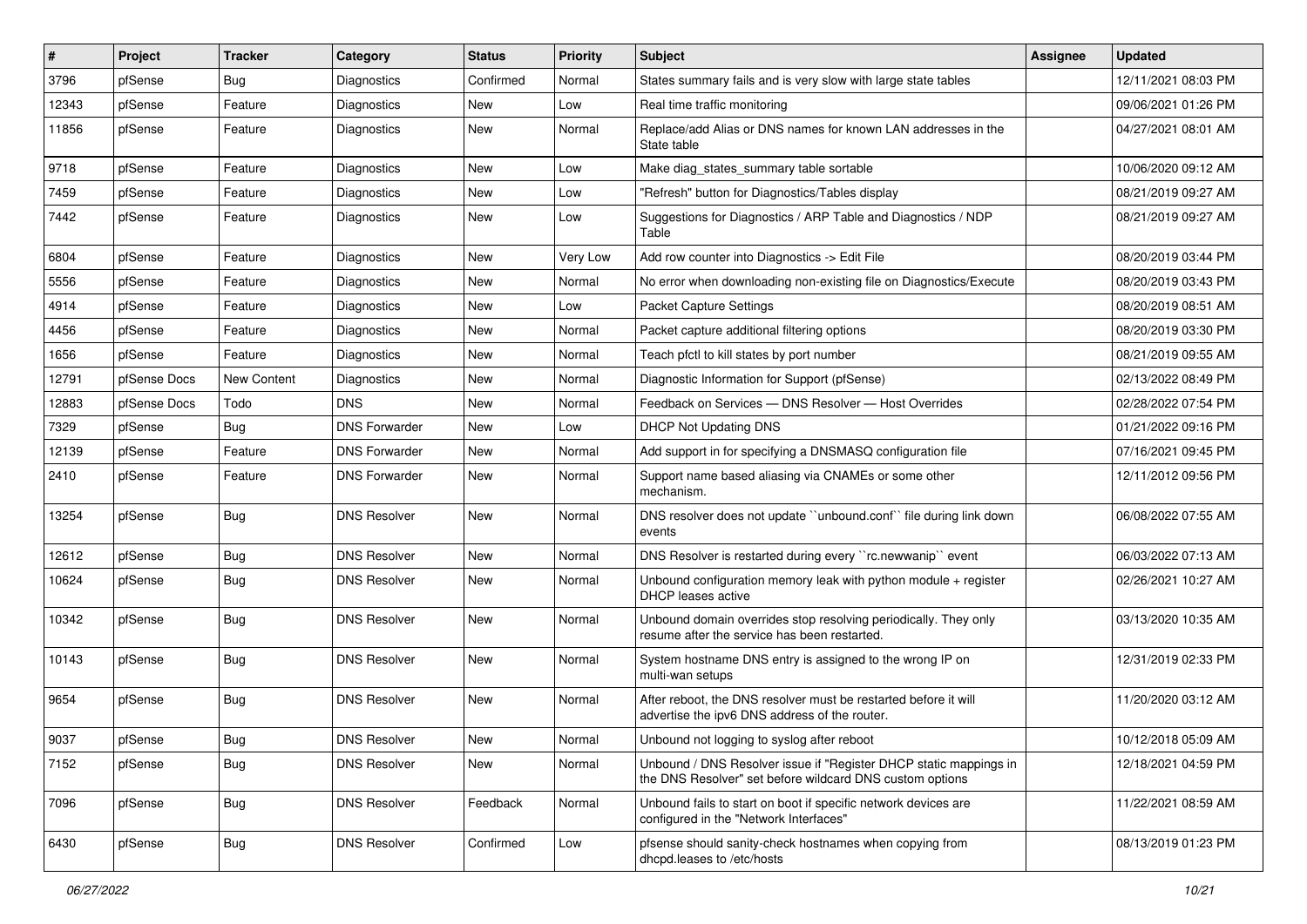| # | Project | Tracker | Category | Status | Priority | Subject | Assignee | Updated |
|---|---|---|---|---|---|---|---|---|
| 3796 | pfSense | Bug | Diagnostics | Confirmed | Normal | States summary fails and is very slow with large state tables | | 12/11/2021 08:03 PM |
| 12343 | pfSense | Feature | Diagnostics | New | Low | Real time traffic monitoring | | 09/06/2021 01:26 PM |
| 11856 | pfSense | Feature | Diagnostics | New | Normal | Replace/add Alias or DNS names for known LAN addresses in the State table | | 04/27/2021 08:01 AM |
| 9718 | pfSense | Feature | Diagnostics | New | Low | Make diag_states_summary table sortable | | 10/06/2020 09:12 AM |
| 7459 | pfSense | Feature | Diagnostics | New | Low | "Refresh" button for Diagnostics/Tables display | | 08/21/2019 09:27 AM |
| 7442 | pfSense | Feature | Diagnostics | New | Low | Suggestions for Diagnostics / ARP Table and Diagnostics / NDP Table | | 08/21/2019 09:27 AM |
| 6804 | pfSense | Feature | Diagnostics | New | Very Low | Add row counter into Diagnostics -> Edit File | | 08/20/2019 03:44 PM |
| 5556 | pfSense | Feature | Diagnostics | New | Normal | No error when downloading non-existing file on Diagnostics/Execute | | 08/20/2019 03:43 PM |
| 4914 | pfSense | Feature | Diagnostics | New | Low | Packet Capture Settings | | 08/20/2019 08:51 AM |
| 4456 | pfSense | Feature | Diagnostics | New | Normal | Packet capture additional filtering options | | 08/20/2019 03:30 PM |
| 1656 | pfSense | Feature | Diagnostics | New | Normal | Teach pfctl to kill states by port number | | 08/21/2019 09:55 AM |
| 12791 | pfSense Docs | New Content | Diagnostics | New | Normal | Diagnostic Information for Support (pfSense) | | 02/13/2022 08:49 PM |
| 12883 | pfSense Docs | Todo | DNS | New | Normal | Feedback on Services — DNS Resolver — Host Overrides | | 02/28/2022 07:54 PM |
| 7329 | pfSense | Bug | DNS Forwarder | New | Low | DHCP Not Updating DNS | | 01/21/2022 09:16 PM |
| 12139 | pfSense | Feature | DNS Forwarder | New | Normal | Add support in for specifying a DNSMASQ configuration file | | 07/16/2021 09:45 PM |
| 2410 | pfSense | Feature | DNS Forwarder | New | Normal | Support name based aliasing via CNAMEs or some other mechanism. | | 12/11/2012 09:56 PM |
| 13254 | pfSense | Bug | DNS Resolver | New | Normal | DNS resolver does not update ``unbound.conf`` file during link down events | | 06/08/2022 07:55 AM |
| 12612 | pfSense | Bug | DNS Resolver | New | Normal | DNS Resolver is restarted during every ``rc.newwanip`` event | | 06/03/2022 07:13 AM |
| 10624 | pfSense | Bug | DNS Resolver | New | Normal | Unbound configuration memory leak with python module + register DHCP leases active | | 02/26/2021 10:27 AM |
| 10342 | pfSense | Bug | DNS Resolver | New | Normal | Unbound domain overrides stop resolving periodically. They only resume after the service has been restarted. | | 03/13/2020 10:35 AM |
| 10143 | pfSense | Bug | DNS Resolver | New | Normal | System hostname DNS entry is assigned to the wrong IP on multi-wan setups | | 12/31/2019 02:33 PM |
| 9654 | pfSense | Bug | DNS Resolver | New | Normal | After reboot, the DNS resolver must be restarted before it will advertise the ipv6 DNS address of the router. | | 11/20/2020 03:12 AM |
| 9037 | pfSense | Bug | DNS Resolver | New | Normal | Unbound not logging to syslog after reboot | | 10/12/2018 05:09 AM |
| 7152 | pfSense | Bug | DNS Resolver | New | Normal | Unbound / DNS Resolver issue if "Register DHCP static mappings in the DNS Resolver" set before wildcard DNS custom options | | 12/18/2021 04:59 PM |
| 7096 | pfSense | Bug | DNS Resolver | Feedback | Normal | Unbound fails to start on boot if specific network devices are configured in the "Network Interfaces" | | 11/22/2021 08:59 AM |
| 6430 | pfSense | Bug | DNS Resolver | Confirmed | Low | pfsense should sanity-check hostnames when copying from dhcpd.leases to /etc/hosts | | 08/13/2019 01:23 PM |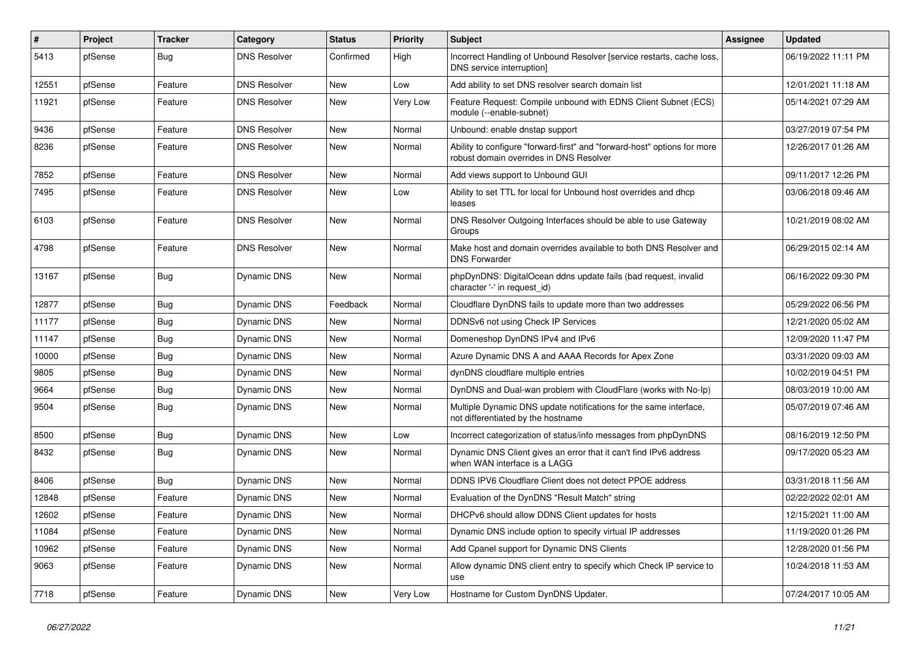| # | Project | Tracker | Category | Status | Priority | Subject | Assignee | Updated |
|---|---|---|---|---|---|---|---|---|
| 5413 | pfSense | Bug | DNS Resolver | Confirmed | High | Incorrect Handling of Unbound Resolver [service restarts, cache loss, DNS service interruption] | | 06/19/2022 11:11 PM |
| 12551 | pfSense | Feature | DNS Resolver | New | Low | Add ability to set DNS resolver search domain list | | 12/01/2021 11:18 AM |
| 11921 | pfSense | Feature | DNS Resolver | New | Very Low | Feature Request: Compile unbound with EDNS Client Subnet (ECS) module (--enable-subnet) | | 05/14/2021 07:29 AM |
| 9436 | pfSense | Feature | DNS Resolver | New | Normal | Unbound: enable dnstap support | | 03/27/2019 07:54 PM |
| 8236 | pfSense | Feature | DNS Resolver | New | Normal | Ability to configure "forward-first" and "forward-host" options for more robust domain overrides in DNS Resolver | | 12/26/2017 01:26 AM |
| 7852 | pfSense | Feature | DNS Resolver | New | Normal | Add views support to Unbound GUI | | 09/11/2017 12:26 PM |
| 7495 | pfSense | Feature | DNS Resolver | New | Low | Ability to set TTL for local for Unbound host overrides and dhcp leases | | 03/06/2018 09:46 AM |
| 6103 | pfSense | Feature | DNS Resolver | New | Normal | DNS Resolver Outgoing Interfaces should be able to use Gateway Groups | | 10/21/2019 08:02 AM |
| 4798 | pfSense | Feature | DNS Resolver | New | Normal | Make host and domain overrides available to both DNS Resolver and DNS Forwarder | | 06/29/2015 02:14 AM |
| 13167 | pfSense | Bug | Dynamic DNS | New | Normal | phpDynDNS: DigitalOcean ddns update fails (bad request, invalid character '-' in request_id) | | 06/16/2022 09:30 PM |
| 12877 | pfSense | Bug | Dynamic DNS | Feedback | Normal | Cloudflare DynDNS fails to update more than two addresses | | 05/29/2022 06:56 PM |
| 11177 | pfSense | Bug | Dynamic DNS | New | Normal | DDNSv6 not using Check IP Services | | 12/21/2020 05:02 AM |
| 11147 | pfSense | Bug | Dynamic DNS | New | Normal | Domeneshop DynDNS IPv4 and IPv6 | | 12/09/2020 11:47 PM |
| 10000 | pfSense | Bug | Dynamic DNS | New | Normal | Azure Dynamic DNS A and AAAA Records for Apex Zone | | 03/31/2020 09:03 AM |
| 9805 | pfSense | Bug | Dynamic DNS | New | Normal | dynDNS cloudflare multiple entries | | 10/02/2019 04:51 PM |
| 9664 | pfSense | Bug | Dynamic DNS | New | Normal | DynDNS and Dual-wan problem with CloudFlare (works with No-Ip) | | 08/03/2019 10:00 AM |
| 9504 | pfSense | Bug | Dynamic DNS | New | Normal | Multiple Dynamic DNS update notifications for the same interface, not differentiated by the hostname | | 05/07/2019 07:46 AM |
| 8500 | pfSense | Bug | Dynamic DNS | New | Low | Incorrect categorization of status/info messages from phpDynDNS | | 08/16/2019 12:50 PM |
| 8432 | pfSense | Bug | Dynamic DNS | New | Normal | Dynamic DNS Client gives an error that it can't find IPv6 address when WAN interface is a LAGG | | 09/17/2020 05:23 AM |
| 8406 | pfSense | Bug | Dynamic DNS | New | Normal | DDNS IPV6 Cloudflare Client does not detect PPOE address | | 03/31/2018 11:56 AM |
| 12848 | pfSense | Feature | Dynamic DNS | New | Normal | Evaluation of the DynDNS "Result Match" string | | 02/22/2022 02:01 AM |
| 12602 | pfSense | Feature | Dynamic DNS | New | Normal | DHCPv6 should allow DDNS Client updates for hosts | | 12/15/2021 11:00 AM |
| 11084 | pfSense | Feature | Dynamic DNS | New | Normal | Dynamic DNS include option to specify virtual IP addresses | | 11/19/2020 01:26 PM |
| 10962 | pfSense | Feature | Dynamic DNS | New | Normal | Add Cpanel support for Dynamic DNS Clients | | 12/28/2020 01:56 PM |
| 9063 | pfSense | Feature | Dynamic DNS | New | Normal | Allow dynamic DNS client entry to specify which Check IP service to use | | 10/24/2018 11:53 AM |
| 7718 | pfSense | Feature | Dynamic DNS | New | Very Low | Hostname for Custom DynDNS Updater. | | 07/24/2017 10:05 AM |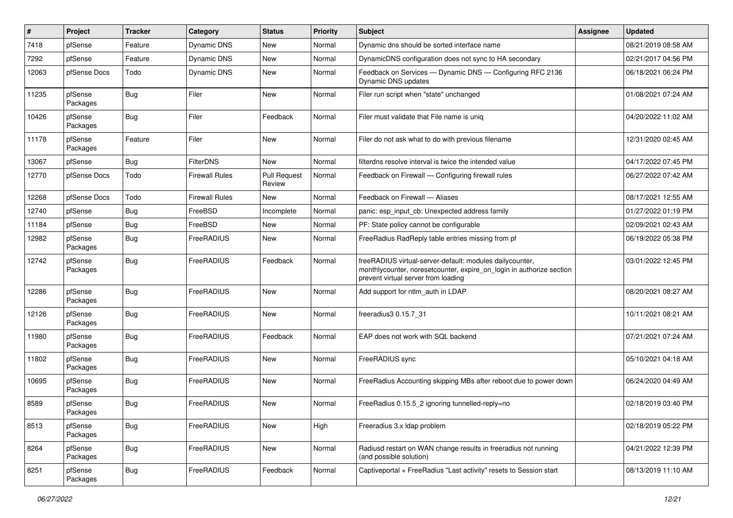| # | Project | Tracker | Category | Status | Priority | Subject | Assignee | Updated |
|---|---|---|---|---|---|---|---|---|
| 7418 | pfSense | Feature | Dynamic DNS | New | Normal | Dynamic dns should be sorted interface name | | 08/21/2019 08:58 AM |
| 7292 | pfSense | Feature | Dynamic DNS | New | Normal | DynamicDNS configuration does not sync to HA secondary | | 02/21/2017 04:56 PM |
| 12063 | pfSense Docs | Todo | Dynamic DNS | New | Normal | Feedback on Services — Dynamic DNS — Configuring RFC 2136 Dynamic DNS updates | | 06/18/2021 06:24 PM |
| 11235 | pfSense Packages | Bug | Filer | New | Normal | Filer run script when "state" unchanged | | 01/08/2021 07:24 AM |
| 10426 | pfSense Packages | Bug | Filer | Feedback | Normal | Filer must validate that File name is uniq | | 04/20/2022 11:02 AM |
| 11178 | pfSense Packages | Feature | Filer | New | Normal | Filer do not ask what to do with previous filename | | 12/31/2020 02:45 AM |
| 13067 | pfSense | Bug | FilterDNS | New | Normal | filterdns resolve interval is twice the intended value | | 04/17/2022 07:45 PM |
| 12770 | pfSense Docs | Todo | Firewall Rules | Pull Request Review | Normal | Feedback on Firewall — Configuring firewall rules | | 06/27/2022 07:42 AM |
| 12268 | pfSense Docs | Todo | Firewall Rules | New | Normal | Feedback on Firewall — Aliases | | 08/17/2021 12:55 AM |
| 12740 | pfSense | Bug | FreeBSD | Incomplete | Normal | panic: esp_input_cb: Unexpected address family | | 01/27/2022 01:19 PM |
| 11184 | pfSense | Bug | FreeBSD | New | Normal | PF: State policy cannot be configurable | | 02/09/2021 02:43 AM |
| 12982 | pfSense Packages | Bug | FreeRADIUS | New | Normal | FreeRadius RadReply table entries missing from pf | | 06/19/2022 05:38 PM |
| 12742 | pfSense Packages | Bug | FreeRADIUS | Feedback | Normal | freeRADIUS virtual-server-default: modules dailycounter, monthlycounter, noresetcounter, expire_on_login in authorize section prevent virtual server from loading | | 03/01/2022 12:45 PM |
| 12286 | pfSense Packages | Bug | FreeRADIUS | New | Normal | Add support for ntlm_auth in LDAP | | 08/20/2021 08:27 AM |
| 12126 | pfSense Packages | Bug | FreeRADIUS | New | Normal | freeradius3 0.15.7_31 | | 10/11/2021 08:21 AM |
| 11980 | pfSense Packages | Bug | FreeRADIUS | Feedback | Normal | EAP does not work with SQL backend | | 07/21/2021 07:24 AM |
| 11802 | pfSense Packages | Bug | FreeRADIUS | New | Normal | FreeRADIUS sync | | 05/10/2021 04:18 AM |
| 10695 | pfSense Packages | Bug | FreeRADIUS | New | Normal | FreeRadius Accounting skipping MBs after reboot due to power down | | 06/24/2020 04:49 AM |
| 8589 | pfSense Packages | Bug | FreeRADIUS | New | Normal | FreeRadius 0.15.5_2 ignoring tunnelled-reply=no | | 02/18/2019 03:40 PM |
| 8513 | pfSense Packages | Bug | FreeRADIUS | New | High | Freeradius 3.x ldap problem | | 02/18/2019 05:22 PM |
| 8264 | pfSense Packages | Bug | FreeRADIUS | New | Normal | Radiusd restart on WAN change results in freeradius not running (and possible solution) | | 04/21/2022 12:39 PM |
| 8251 | pfSense Packages | Bug | FreeRADIUS | Feedback | Normal | Captiveportal + FreeRadius "Last activity" resets to Session start | | 08/13/2019 11:10 AM |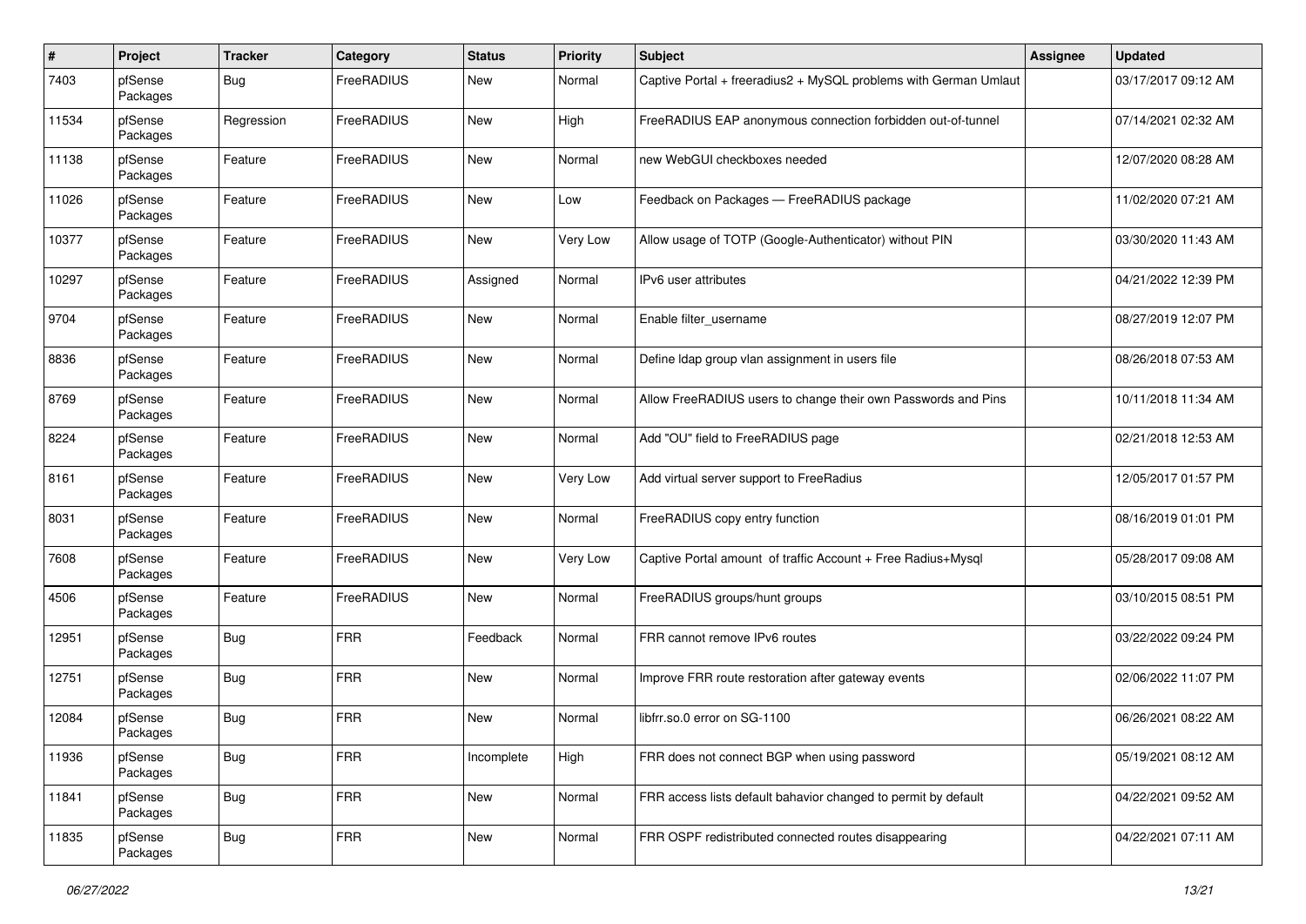| # | Project | Tracker | Category | Status | Priority | Subject | Assignee | Updated |
|---|---|---|---|---|---|---|---|---|
| 7403 | pfSense Packages | Bug | FreeRADIUS | New | Normal | Captive Portal + freeradius2 + MySQL problems with German Umlaut | | 03/17/2017 09:12 AM |
| 11534 | pfSense Packages | Regression | FreeRADIUS | New | High | FreeRADIUS EAP anonymous connection forbidden out-of-tunnel | | 07/14/2021 02:32 AM |
| 11138 | pfSense Packages | Feature | FreeRADIUS | New | Normal | new WebGUI checkboxes needed | | 12/07/2020 08:28 AM |
| 11026 | pfSense Packages | Feature | FreeRADIUS | New | Low | Feedback on Packages — FreeRADIUS package | | 11/02/2020 07:21 AM |
| 10377 | pfSense Packages | Feature | FreeRADIUS | New | Very Low | Allow usage of TOTP (Google-Authenticator) without PIN | | 03/30/2020 11:43 AM |
| 10297 | pfSense Packages | Feature | FreeRADIUS | Assigned | Normal | IPv6 user attributes | | 04/21/2022 12:39 PM |
| 9704 | pfSense Packages | Feature | FreeRADIUS | New | Normal | Enable filter_username | | 08/27/2019 12:07 PM |
| 8836 | pfSense Packages | Feature | FreeRADIUS | New | Normal | Define ldap group vlan assignment in users file | | 08/26/2018 07:53 AM |
| 8769 | pfSense Packages | Feature | FreeRADIUS | New | Normal | Allow FreeRADIUS users to change their own Passwords and Pins | | 10/11/2018 11:34 AM |
| 8224 | pfSense Packages | Feature | FreeRADIUS | New | Normal | Add "OU" field to FreeRADIUS page | | 02/21/2018 12:53 AM |
| 8161 | pfSense Packages | Feature | FreeRADIUS | New | Very Low | Add virtual server support to FreeRadius | | 12/05/2017 01:57 PM |
| 8031 | pfSense Packages | Feature | FreeRADIUS | New | Normal | FreeRADIUS copy entry function | | 08/16/2019 01:01 PM |
| 7608 | pfSense Packages | Feature | FreeRADIUS | New | Very Low | Captive Portal amount of traffic Account + Free Radius+Mysql | | 05/28/2017 09:08 AM |
| 4506 | pfSense Packages | Feature | FreeRADIUS | New | Normal | FreeRADIUS groups/hunt groups | | 03/10/2015 08:51 PM |
| 12951 | pfSense Packages | Bug | FRR | Feedback | Normal | FRR cannot remove IPv6 routes | | 03/22/2022 09:24 PM |
| 12751 | pfSense Packages | Bug | FRR | New | Normal | Improve FRR route restoration after gateway events | | 02/06/2022 11:07 PM |
| 12084 | pfSense Packages | Bug | FRR | New | Normal | libfrr.so.0 error on SG-1100 | | 06/26/2021 08:22 AM |
| 11936 | pfSense Packages | Bug | FRR | Incomplete | High | FRR does not connect BGP when using password | | 05/19/2021 08:12 AM |
| 11841 | pfSense Packages | Bug | FRR | New | Normal | FRR access lists default bahavior changed to permit by default | | 04/22/2021 09:52 AM |
| 11835 | pfSense Packages | Bug | FRR | New | Normal | FRR OSPF redistributed connected routes disappearing | | 04/22/2021 07:11 AM |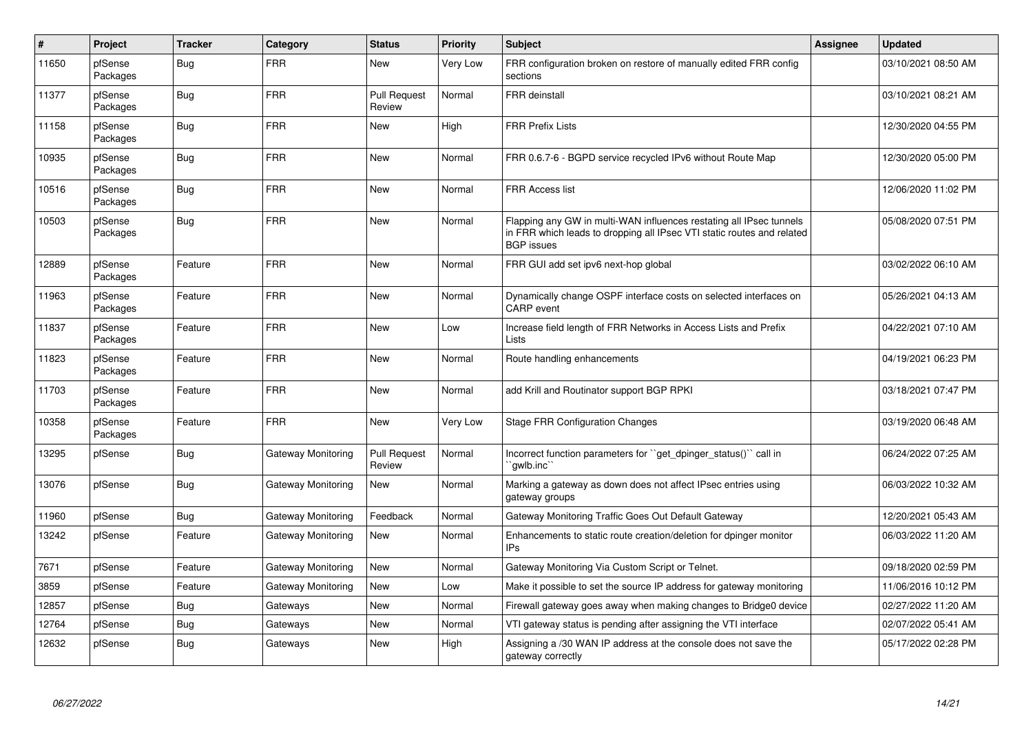| # | Project | Tracker | Category | Status | Priority | Subject | Assignee | Updated |
|---|---|---|---|---|---|---|---|---|
| 11650 | pfSense Packages | Bug | FRR | New | Very Low | FRR configuration broken on restore of manually edited FRR config sections | | 03/10/2021 08:50 AM |
| 11377 | pfSense Packages | Bug | FRR | Pull Request Review | Normal | FRR deinstall | | 03/10/2021 08:21 AM |
| 11158 | pfSense Packages | Bug | FRR | New | High | FRR Prefix Lists | | 12/30/2020 04:55 PM |
| 10935 | pfSense Packages | Bug | FRR | New | Normal | FRR 0.6.7-6 - BGPD service recycled IPv6 without Route Map | | 12/30/2020 05:00 PM |
| 10516 | pfSense Packages | Bug | FRR | New | Normal | FRR Access list | | 12/06/2020 11:02 PM |
| 10503 | pfSense Packages | Bug | FRR | New | Normal | Flapping any GW in multi-WAN influences restating all IPsec tunnels in FRR which leads to dropping all IPsec VTI static routes and related BGP issues | | 05/08/2020 07:51 PM |
| 12889 | pfSense Packages | Feature | FRR | New | Normal | FRR GUI add set ipv6 next-hop global | | 03/02/2022 06:10 AM |
| 11963 | pfSense Packages | Feature | FRR | New | Normal | Dynamically change OSPF interface costs on selected interfaces on CARP event | | 05/26/2021 04:13 AM |
| 11837 | pfSense Packages | Feature | FRR | New | Low | Increase field length of FRR Networks in Access Lists and Prefix Lists | | 04/22/2021 07:10 AM |
| 11823 | pfSense Packages | Feature | FRR | New | Normal | Route handling enhancements | | 04/19/2021 06:23 PM |
| 11703 | pfSense Packages | Feature | FRR | New | Normal | add Krill and Routinator support BGP RPKI | | 03/18/2021 07:47 PM |
| 10358 | pfSense Packages | Feature | FRR | New | Very Low | Stage FRR Configuration Changes | | 03/19/2020 06:48 AM |
| 13295 | pfSense | Bug | Gateway Monitoring | Pull Request Review | Normal | Incorrect function parameters for ``get_dpinger_status()`` call in ``gwlb.inc`` | | 06/24/2022 07:25 AM |
| 13076 | pfSense | Bug | Gateway Monitoring | New | Normal | Marking a gateway as down does not affect IPsec entries using gateway groups | | 06/03/2022 10:32 AM |
| 11960 | pfSense | Bug | Gateway Monitoring | Feedback | Normal | Gateway Monitoring Traffic Goes Out Default Gateway | | 12/20/2021 05:43 AM |
| 13242 | pfSense | Feature | Gateway Monitoring | New | Normal | Enhancements to static route creation/deletion for dpinger monitor IPs | | 06/03/2022 11:20 AM |
| 7671 | pfSense | Feature | Gateway Monitoring | New | Normal | Gateway Monitoring Via Custom Script or Telnet. | | 09/18/2020 02:59 PM |
| 3859 | pfSense | Feature | Gateway Monitoring | New | Low | Make it possible to set the source IP address for gateway monitoring | | 11/06/2016 10:12 PM |
| 12857 | pfSense | Bug | Gateways | New | Normal | Firewall gateway goes away when making changes to Bridge0 device | | 02/27/2022 11:20 AM |
| 12764 | pfSense | Bug | Gateways | New | Normal | VTI gateway status is pending after assigning the VTI interface | | 02/07/2022 05:41 AM |
| 12632 | pfSense | Bug | Gateways | New | High | Assigning a /30 WAN IP address at the console does not save the gateway correctly | | 05/17/2022 02:28 PM |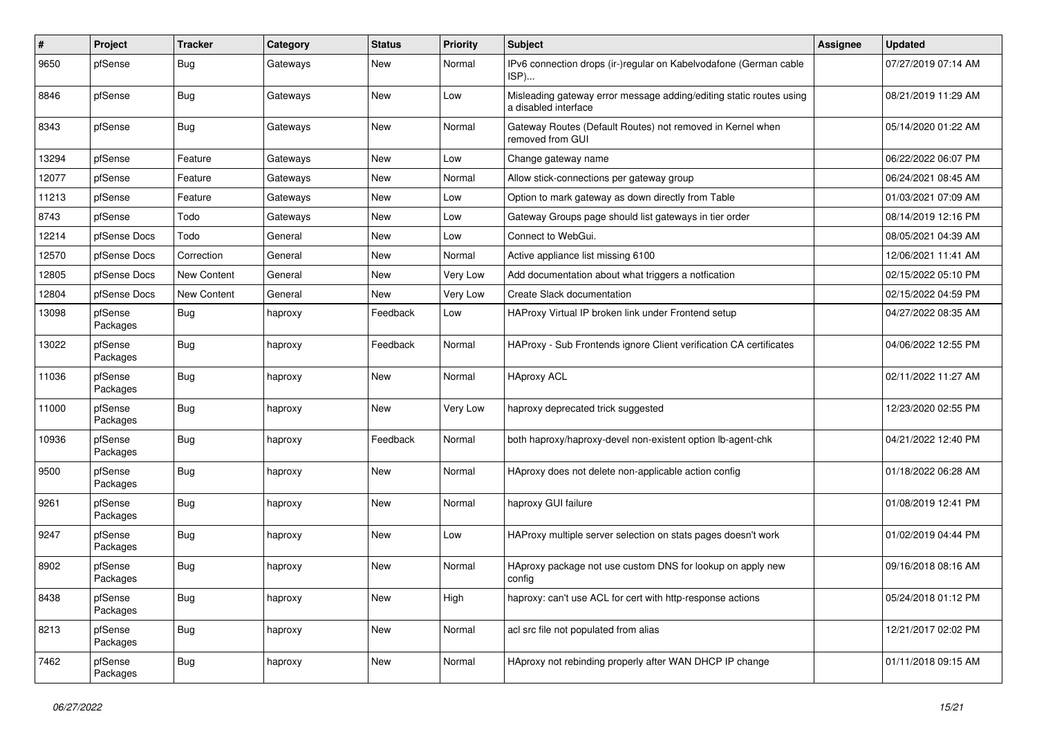| # | Project | Tracker | Category | Status | Priority | Subject | Assignee | Updated |
|---|---|---|---|---|---|---|---|---|
| 9650 | pfSense | Bug | Gateways | New | Normal | IPv6 connection drops (ir-)regular on Kabelvodafone (German cable ISP)... | | 07/27/2019 07:14 AM |
| 8846 | pfSense | Bug | Gateways | New | Low | Misleading gateway error message adding/editing static routes using a disabled interface | | 08/21/2019 11:29 AM |
| 8343 | pfSense | Bug | Gateways | New | Normal | Gateway Routes (Default Routes) not removed in Kernel when removed from GUI | | 05/14/2020 01:22 AM |
| 13294 | pfSense | Feature | Gateways | New | Low | Change gateway name | | 06/22/2022 06:07 PM |
| 12077 | pfSense | Feature | Gateways | New | Normal | Allow stick-connections per gateway group | | 06/24/2021 08:45 AM |
| 11213 | pfSense | Feature | Gateways | New | Low | Option to mark gateway as down directly from Table | | 01/03/2021 07:09 AM |
| 8743 | pfSense | Todo | Gateways | New | Low | Gateway Groups page should list gateways in tier order | | 08/14/2019 12:16 PM |
| 12214 | pfSense Docs | Todo | General | New | Low | Connect to WebGui. | | 08/05/2021 04:39 AM |
| 12570 | pfSense Docs | Correction | General | New | Normal | Active appliance list missing 6100 | | 12/06/2021 11:41 AM |
| 12805 | pfSense Docs | New Content | General | New | Very Low | Add documentation about what triggers a notfication | | 02/15/2022 05:10 PM |
| 12804 | pfSense Docs | New Content | General | New | Very Low | Create Slack documentation | | 02/15/2022 04:59 PM |
| 13098 | pfSense Packages | Bug | haproxy | Feedback | Low | HAProxy Virtual IP broken link under Frontend setup | | 04/27/2022 08:35 AM |
| 13022 | pfSense Packages | Bug | haproxy | Feedback | Normal | HAProxy - Sub Frontends ignore Client verification CA certificates | | 04/06/2022 12:55 PM |
| 11036 | pfSense Packages | Bug | haproxy | New | Normal | HAproxy ACL | | 02/11/2022 11:27 AM |
| 11000 | pfSense Packages | Bug | haproxy | New | Very Low | haproxy deprecated trick suggested | | 12/23/2020 02:55 PM |
| 10936 | pfSense Packages | Bug | haproxy | Feedback | Normal | both haproxy/haproxy-devel non-existent option lb-agent-chk | | 04/21/2022 12:40 PM |
| 9500 | pfSense Packages | Bug | haproxy | New | Normal | HAproxy does not delete non-applicable action config | | 01/18/2022 06:28 AM |
| 9261 | pfSense Packages | Bug | haproxy | New | Normal | haproxy GUI failure | | 01/08/2019 12:41 PM |
| 9247 | pfSense Packages | Bug | haproxy | New | Low | HAProxy multiple server selection on stats pages doesn't work | | 01/02/2019 04:44 PM |
| 8902 | pfSense Packages | Bug | haproxy | New | Normal | HAproxy package not use custom DNS for lookup on apply new config | | 09/16/2018 08:16 AM |
| 8438 | pfSense Packages | Bug | haproxy | New | High | haproxy: can't use ACL for cert with http-response actions | | 05/24/2018 01:12 PM |
| 8213 | pfSense Packages | Bug | haproxy | New | Normal | acl src file not populated from alias | | 12/21/2017 02:02 PM |
| 7462 | pfSense Packages | Bug | haproxy | New | Normal | HAproxy not rebinding properly after WAN DHCP IP change | | 01/11/2018 09:15 AM |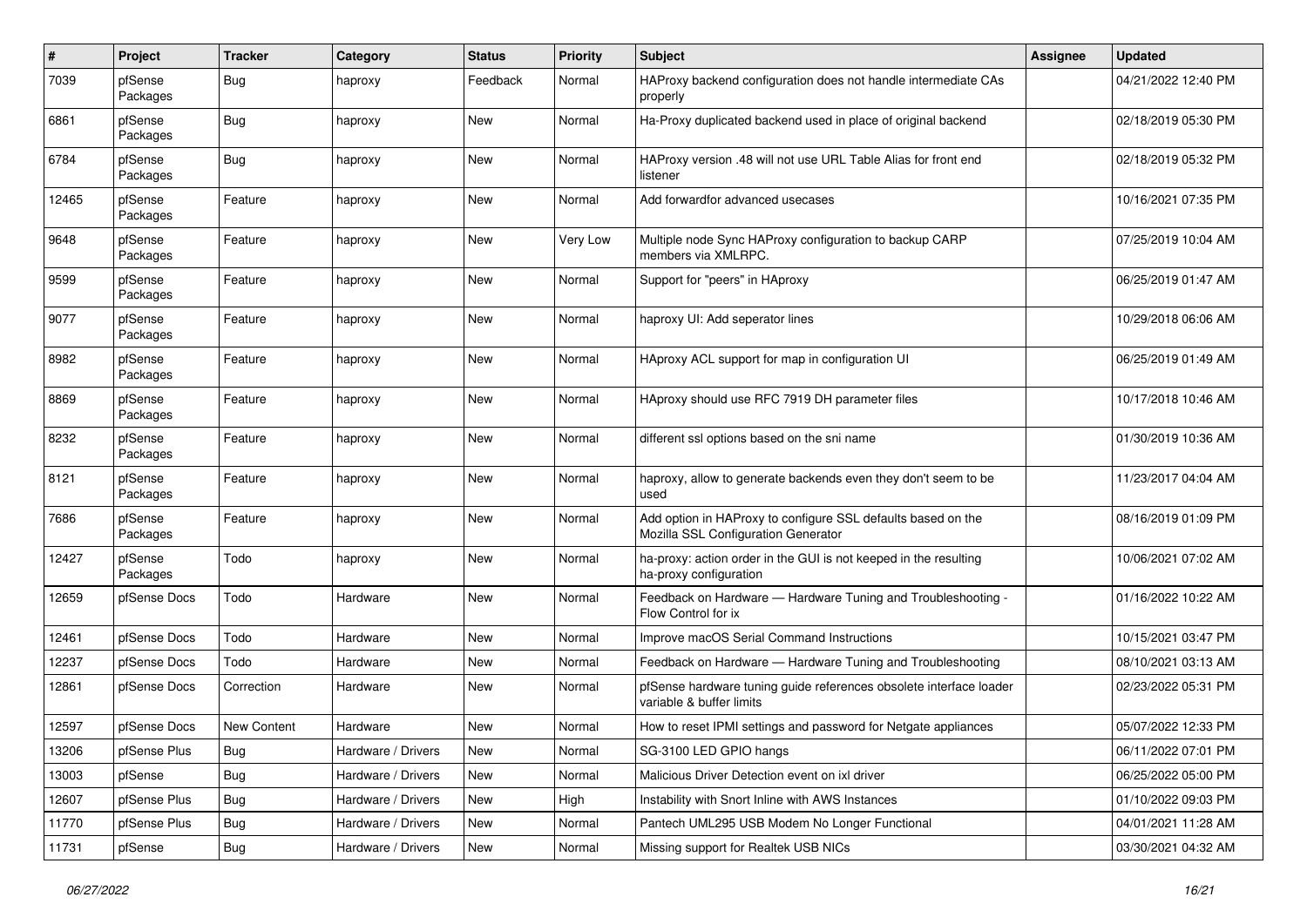| # | Project | Tracker | Category | Status | Priority | Subject | Assignee | Updated |
| --- | --- | --- | --- | --- | --- | --- | --- | --- |
| 7039 | pfSense Packages | Bug | haproxy | Feedback | Normal | HAProxy backend configuration does not handle intermediate CAs properly | | 04/21/2022 12:40 PM |
| 6861 | pfSense Packages | Bug | haproxy | New | Normal | Ha-Proxy duplicated backend used in place of original backend | | 02/18/2019 05:30 PM |
| 6784 | pfSense Packages | Bug | haproxy | New | Normal | HAProxy version .48 will not use URL Table Alias for front end listener | | 02/18/2019 05:32 PM |
| 12465 | pfSense Packages | Feature | haproxy | New | Normal | Add forwardfor advanced usecases | | 10/16/2021 07:35 PM |
| 9648 | pfSense Packages | Feature | haproxy | New | Very Low | Multiple node Sync HAProxy configuration to backup CARP members via XMLRPC. | | 07/25/2019 10:04 AM |
| 9599 | pfSense Packages | Feature | haproxy | New | Normal | Support for "peers" in HAproxy | | 06/25/2019 01:47 AM |
| 9077 | pfSense Packages | Feature | haproxy | New | Normal | haproxy UI: Add seperator lines | | 10/29/2018 06:06 AM |
| 8982 | pfSense Packages | Feature | haproxy | New | Normal | HAproxy ACL support for map in configuration UI | | 06/25/2019 01:49 AM |
| 8869 | pfSense Packages | Feature | haproxy | New | Normal | HAproxy should use RFC 7919 DH parameter files | | 10/17/2018 10:46 AM |
| 8232 | pfSense Packages | Feature | haproxy | New | Normal | different ssl options based on the sni name | | 01/30/2019 10:36 AM |
| 8121 | pfSense Packages | Feature | haproxy | New | Normal | haproxy, allow to generate backends even they don't seem to be used | | 11/23/2017 04:04 AM |
| 7686 | pfSense Packages | Feature | haproxy | New | Normal | Add option in HAProxy to configure SSL defaults based on the Mozilla SSL Configuration Generator | | 08/16/2019 01:09 PM |
| 12427 | pfSense Packages | Todo | haproxy | New | Normal | ha-proxy: action order in the GUI is not keeped in the resulting ha-proxy configuration | | 10/06/2021 07:02 AM |
| 12659 | pfSense Docs | Todo | Hardware | New | Normal | Feedback on Hardware — Hardware Tuning and Troubleshooting - Flow Control for ix | | 01/16/2022 10:22 AM |
| 12461 | pfSense Docs | Todo | Hardware | New | Normal | Improve macOS Serial Command Instructions | | 10/15/2021 03:47 PM |
| 12237 | pfSense Docs | Todo | Hardware | New | Normal | Feedback on Hardware — Hardware Tuning and Troubleshooting | | 08/10/2021 03:13 AM |
| 12861 | pfSense Docs | Correction | Hardware | New | Normal | pfSense hardware tuning guide references obsolete interface loader variable & buffer limits | | 02/23/2022 05:31 PM |
| 12597 | pfSense Docs | New Content | Hardware | New | Normal | How to reset IPMI settings and password for Netgate appliances | | 05/07/2022 12:33 PM |
| 13206 | pfSense Plus | Bug | Hardware / Drivers | New | Normal | SG-3100 LED GPIO hangs | | 06/11/2022 07:01 PM |
| 13003 | pfSense | Bug | Hardware / Drivers | New | Normal | Malicious Driver Detection event on ixl driver | | 06/25/2022 05:00 PM |
| 12607 | pfSense Plus | Bug | Hardware / Drivers | New | High | Instability with Snort Inline with AWS Instances | | 01/10/2022 09:03 PM |
| 11770 | pfSense Plus | Bug | Hardware / Drivers | New | Normal | Pantech UML295 USB Modem No Longer Functional | | 04/01/2021 11:28 AM |
| 11731 | pfSense | Bug | Hardware / Drivers | New | Normal | Missing support for Realtek USB NICs | | 03/30/2021 04:32 AM |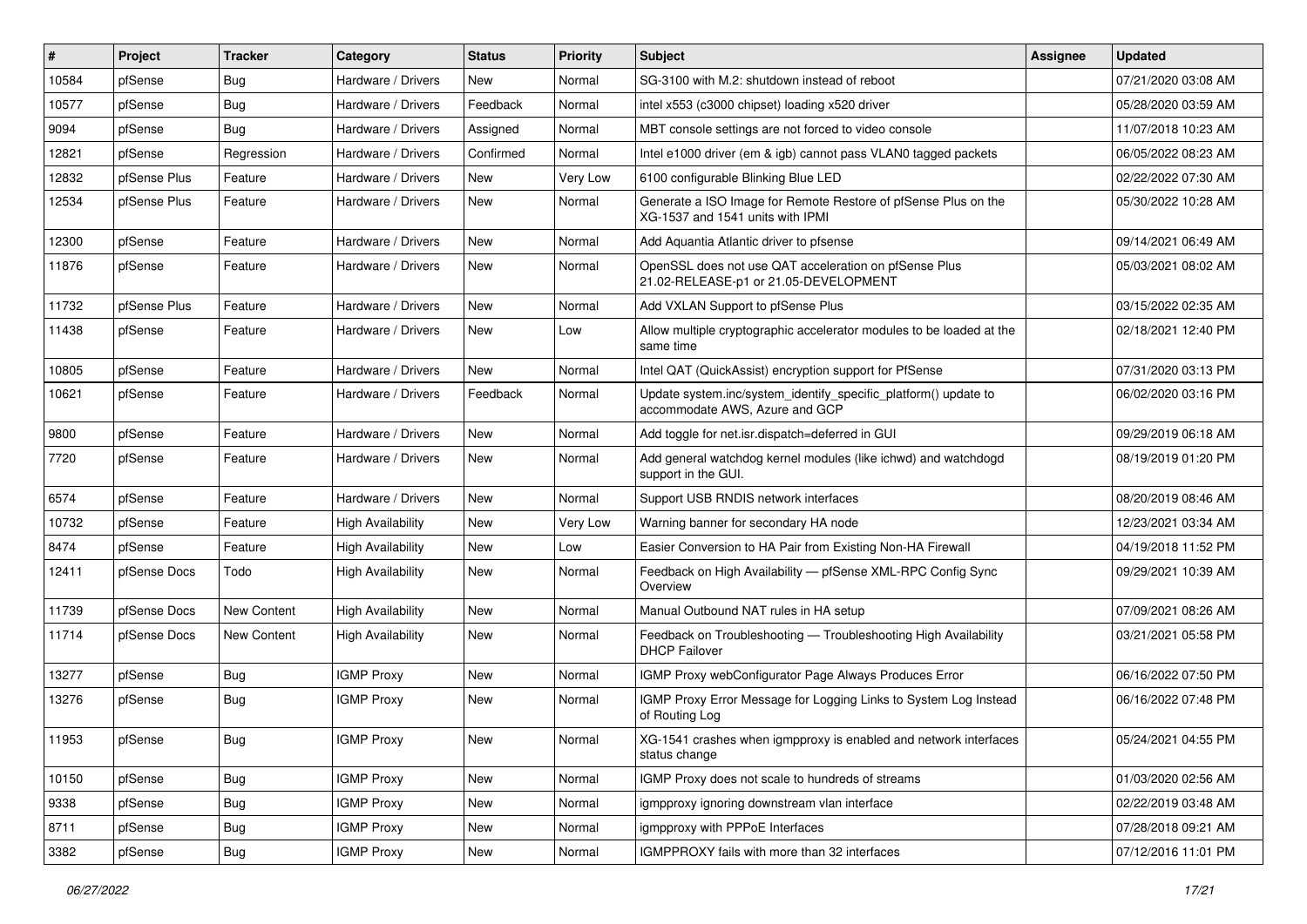| # | Project | Tracker | Category | Status | Priority | Subject | Assignee | Updated |
|---|---|---|---|---|---|---|---|---|
| 10584 | pfSense | Bug | Hardware / Drivers | New | Normal | SG-3100 with M.2: shutdown instead of reboot | | 07/21/2020 03:08 AM |
| 10577 | pfSense | Bug | Hardware / Drivers | Feedback | Normal | intel x553 (c3000 chipset) loading x520 driver | | 05/28/2020 03:59 AM |
| 9094 | pfSense | Bug | Hardware / Drivers | Assigned | Normal | MBT console settings are not forced to video console | | 11/07/2018 10:23 AM |
| 12821 | pfSense | Regression | Hardware / Drivers | Confirmed | Normal | Intel e1000 driver (em & igb) cannot pass VLAN0 tagged packets | | 06/05/2022 08:23 AM |
| 12832 | pfSense Plus | Feature | Hardware / Drivers | New | Very Low | 6100 configurable Blinking Blue LED | | 02/22/2022 07:30 AM |
| 12534 | pfSense Plus | Feature | Hardware / Drivers | New | Normal | Generate a ISO Image for Remote Restore of pfSense Plus on the XG-1537 and 1541 units with IPMI | | 05/30/2022 10:28 AM |
| 12300 | pfSense | Feature | Hardware / Drivers | New | Normal | Add Aquantia Atlantic driver to pfsense | | 09/14/2021 06:49 AM |
| 11876 | pfSense | Feature | Hardware / Drivers | New | Normal | OpenSSL does not use QAT acceleration on pfSense Plus 21.02-RELEASE-p1 or 21.05-DEVELOPMENT | | 05/03/2021 08:02 AM |
| 11732 | pfSense Plus | Feature | Hardware / Drivers | New | Normal | Add VXLAN Support to pfSense Plus | | 03/15/2022 02:35 AM |
| 11438 | pfSense | Feature | Hardware / Drivers | New | Low | Allow multiple cryptographic accelerator modules to be loaded at the same time | | 02/18/2021 12:40 PM |
| 10805 | pfSense | Feature | Hardware / Drivers | New | Normal | Intel QAT (QuickAssist) encryption support for PfSense | | 07/31/2020 03:13 PM |
| 10621 | pfSense | Feature | Hardware / Drivers | Feedback | Normal | Update system.inc/system_identify_specific_platform() update to accommodate AWS, Azure and GCP | | 06/02/2020 03:16 PM |
| 9800 | pfSense | Feature | Hardware / Drivers | New | Normal | Add toggle for net.isr.dispatch=deferred in GUI | | 09/29/2019 06:18 AM |
| 7720 | pfSense | Feature | Hardware / Drivers | New | Normal | Add general watchdog kernel modules (like ichwd) and watchdogd support in the GUI. | | 08/19/2019 01:20 PM |
| 6574 | pfSense | Feature | Hardware / Drivers | New | Normal | Support USB RNDIS network interfaces | | 08/20/2019 08:46 AM |
| 10732 | pfSense | Feature | High Availability | New | Very Low | Warning banner for secondary HA node | | 12/23/2021 03:34 AM |
| 8474 | pfSense | Feature | High Availability | New | Low | Easier Conversion to HA Pair from Existing Non-HA Firewall | | 04/19/2018 11:52 PM |
| 12411 | pfSense Docs | Todo | High Availability | New | Normal | Feedback on High Availability — pfSense XML-RPC Config Sync Overview | | 09/29/2021 10:39 AM |
| 11739 | pfSense Docs | New Content | High Availability | New | Normal | Manual Outbound NAT rules in HA setup | | 07/09/2021 08:26 AM |
| 11714 | pfSense Docs | New Content | High Availability | New | Normal | Feedback on Troubleshooting — Troubleshooting High Availability DHCP Failover | | 03/21/2021 05:58 PM |
| 13277 | pfSense | Bug | IGMP Proxy | New | Normal | IGMP Proxy webConfigurator Page Always Produces Error | | 06/16/2022 07:50 PM |
| 13276 | pfSense | Bug | IGMP Proxy | New | Normal | IGMP Proxy Error Message for Logging Links to System Log Instead of Routing Log | | 06/16/2022 07:48 PM |
| 11953 | pfSense | Bug | IGMP Proxy | New | Normal | XG-1541 crashes when igmpproxy is enabled and network interfaces status change | | 05/24/2021 04:55 PM |
| 10150 | pfSense | Bug | IGMP Proxy | New | Normal | IGMP Proxy does not scale to hundreds of streams | | 01/03/2020 02:56 AM |
| 9338 | pfSense | Bug | IGMP Proxy | New | Normal | igmpproxy ignoring downstream vlan interface | | 02/22/2019 03:48 AM |
| 8711 | pfSense | Bug | IGMP Proxy | New | Normal | igmpproxy with PPPoE Interfaces | | 07/28/2018 09:21 AM |
| 3382 | pfSense | Bug | IGMP Proxy | New | Normal | IGMPPROXY fails with more than 32 interfaces | | 07/12/2016 11:01 PM |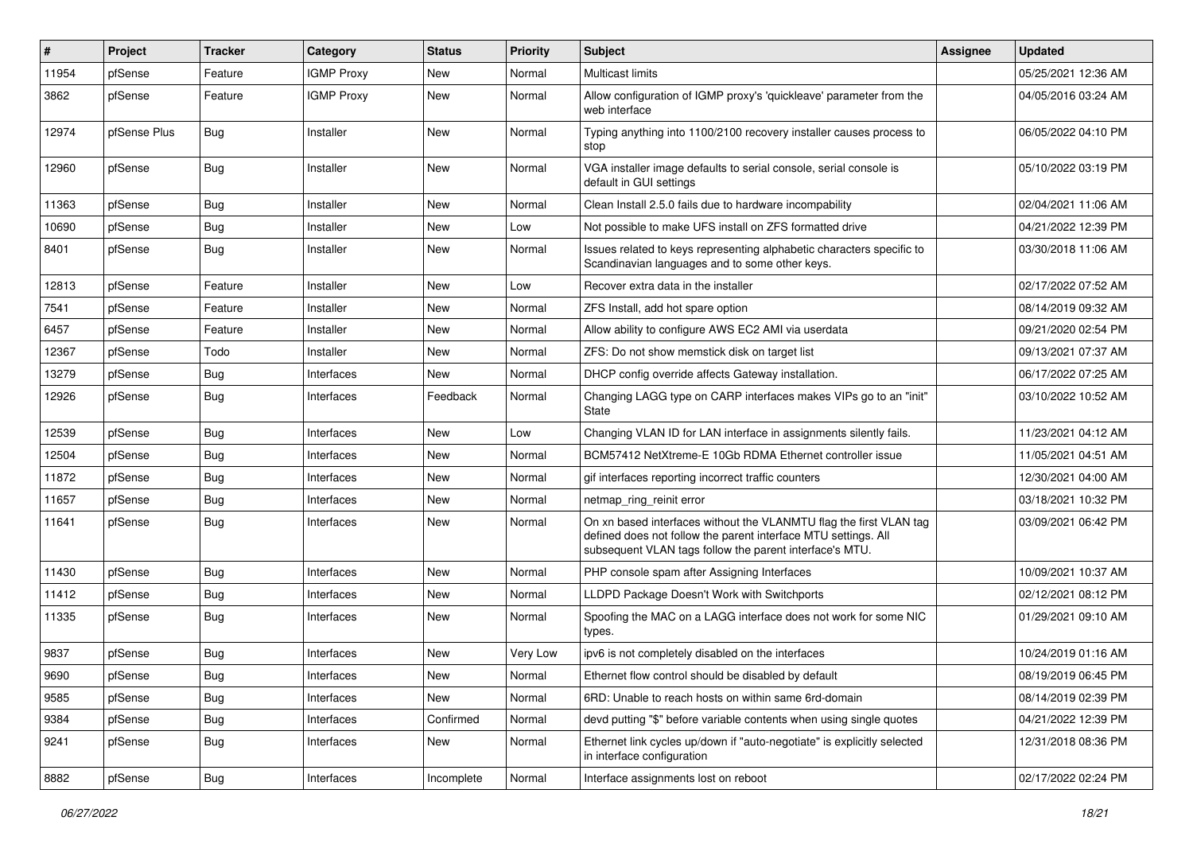| # | Project | Tracker | Category | Status | Priority | Subject | Assignee | Updated |
|---|---|---|---|---|---|---|---|---|
| 11954 | pfSense | Feature | IGMP Proxy | New | Normal | Multicast limits | | 05/25/2021 12:36 AM |
| 3862 | pfSense | Feature | IGMP Proxy | New | Normal | Allow configuration of IGMP proxy's 'quickleave' parameter from the web interface | | 04/05/2016 03:24 AM |
| 12974 | pfSense Plus | Bug | Installer | New | Normal | Typing anything into 1100/2100 recovery installer causes process to stop | | 06/05/2022 04:10 PM |
| 12960 | pfSense | Bug | Installer | New | Normal | VGA installer image defaults to serial console, serial console is default in GUI settings | | 05/10/2022 03:19 PM |
| 11363 | pfSense | Bug | Installer | New | Normal | Clean Install 2.5.0 fails due to hardware incompability | | 02/04/2021 11:06 AM |
| 10690 | pfSense | Bug | Installer | New | Low | Not possible to make UFS install on ZFS formatted drive | | 04/21/2022 12:39 PM |
| 8401 | pfSense | Bug | Installer | New | Normal | Issues related to keys representing alphabetic characters specific to Scandinavian languages and to some other keys. | | 03/30/2018 11:06 AM |
| 12813 | pfSense | Feature | Installer | New | Low | Recover extra data in the installer | | 02/17/2022 07:52 AM |
| 7541 | pfSense | Feature | Installer | New | Normal | ZFS Install, add hot spare option | | 08/14/2019 09:32 AM |
| 6457 | pfSense | Feature | Installer | New | Normal | Allow ability to configure AWS EC2 AMI via userdata | | 09/21/2020 02:54 PM |
| 12367 | pfSense | Todo | Installer | New | Normal | ZFS: Do not show memstick disk on target list | | 09/13/2021 07:37 AM |
| 13279 | pfSense | Bug | Interfaces | New | Normal | DHCP config override affects Gateway installation. | | 06/17/2022 07:25 AM |
| 12926 | pfSense | Bug | Interfaces | Feedback | Normal | Changing LAGG type on CARP interfaces makes VIPs go to an "init" State | | 03/10/2022 10:52 AM |
| 12539 | pfSense | Bug | Interfaces | New | Low | Changing VLAN ID for LAN interface in assignments silently fails. | | 11/23/2021 04:12 AM |
| 12504 | pfSense | Bug | Interfaces | New | Normal | BCM57412 NetXtreme-E 10Gb RDMA Ethernet controller issue | | 11/05/2021 04:51 AM |
| 11872 | pfSense | Bug | Interfaces | New | Normal | gif interfaces reporting incorrect traffic counters | | 12/30/2021 04:00 AM |
| 11657 | pfSense | Bug | Interfaces | New | Normal | netmap_ring_reinit error | | 03/18/2021 10:32 PM |
| 11641 | pfSense | Bug | Interfaces | New | Normal | On xn based interfaces without the VLANMTU flag the first VLAN tag defined does not follow the parent interface MTU settings. All subsequent VLAN tags follow the parent interface's MTU. | | 03/09/2021 06:42 PM |
| 11430 | pfSense | Bug | Interfaces | New | Normal | PHP console spam after Assigning Interfaces | | 10/09/2021 10:37 AM |
| 11412 | pfSense | Bug | Interfaces | New | Normal | LLDPD Package Doesn't Work with Switchports | | 02/12/2021 08:12 PM |
| 11335 | pfSense | Bug | Interfaces | New | Normal | Spoofing the MAC on a LAGG interface does not work for some NIC types. | | 01/29/2021 09:10 AM |
| 9837 | pfSense | Bug | Interfaces | New | Very Low | ipv6 is not completely disabled on the interfaces | | 10/24/2019 01:16 AM |
| 9690 | pfSense | Bug | Interfaces | New | Normal | Ethernet flow control should be disabled by default | | 08/19/2019 06:45 PM |
| 9585 | pfSense | Bug | Interfaces | New | Normal | 6RD: Unable to reach hosts on within same 6rd-domain | | 08/14/2019 02:39 PM |
| 9384 | pfSense | Bug | Interfaces | Confirmed | Normal | devd putting "$" before variable contents when using single quotes | | 04/21/2022 12:39 PM |
| 9241 | pfSense | Bug | Interfaces | New | Normal | Ethernet link cycles up/down if "auto-negotiate" is explicitly selected in interface configuration | | 12/31/2018 08:36 PM |
| 8882 | pfSense | Bug | Interfaces | Incomplete | Normal | Interface assignments lost on reboot | | 02/17/2022 02:24 PM |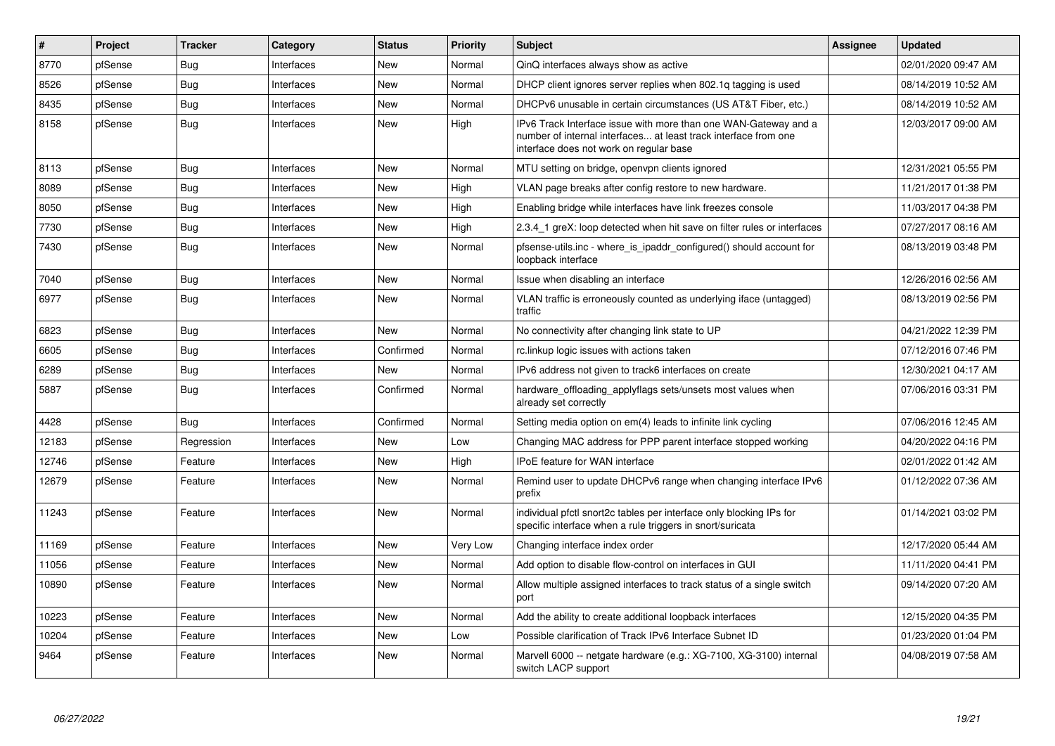| # | Project | Tracker | Category | Status | Priority | Subject | Assignee | Updated |
|---|---|---|---|---|---|---|---|---|
| 8770 | pfSense | Bug | Interfaces | New | Normal | QinQ interfaces always show as active | | 02/01/2020 09:47 AM |
| 8526 | pfSense | Bug | Interfaces | New | Normal | DHCP client ignores server replies when 802.1q tagging is used | | 08/14/2019 10:52 AM |
| 8435 | pfSense | Bug | Interfaces | New | Normal | DHCPv6 unusable in certain circumstances (US AT&T Fiber, etc.) | | 08/14/2019 10:52 AM |
| 8158 | pfSense | Bug | Interfaces | New | High | IPv6 Track Interface issue with more than one WAN-Gateway and a number of internal interfaces... at least track interface from one interface does not work on regular base | | 12/03/2017 09:00 AM |
| 8113 | pfSense | Bug | Interfaces | New | Normal | MTU setting on bridge, openvpn clients ignored | | 12/31/2021 05:55 PM |
| 8089 | pfSense | Bug | Interfaces | New | High | VLAN page breaks after config restore to new hardware. | | 11/21/2017 01:38 PM |
| 8050 | pfSense | Bug | Interfaces | New | High | Enabling bridge while interfaces have link freezes console | | 11/03/2017 04:38 PM |
| 7730 | pfSense | Bug | Interfaces | New | High | 2.3.4_1 greX: loop detected when hit save on filter rules or interfaces | | 07/27/2017 08:16 AM |
| 7430 | pfSense | Bug | Interfaces | New | Normal | pfsense-utils.inc - where_is_ipaddr_configured() should account for loopback interface | | 08/13/2019 03:48 PM |
| 7040 | pfSense | Bug | Interfaces | New | Normal | Issue when disabling an interface | | 12/26/2016 02:56 AM |
| 6977 | pfSense | Bug | Interfaces | New | Normal | VLAN traffic is erroneously counted as underlying iface (untagged) traffic | | 08/13/2019 02:56 PM |
| 6823 | pfSense | Bug | Interfaces | New | Normal | No connectivity after changing link state to UP | | 04/21/2022 12:39 PM |
| 6605 | pfSense | Bug | Interfaces | Confirmed | Normal | rc.linkup logic issues with actions taken | | 07/12/2016 07:46 PM |
| 6289 | pfSense | Bug | Interfaces | New | Normal | IPv6 address not given to track6 interfaces on create | | 12/30/2021 04:17 AM |
| 5887 | pfSense | Bug | Interfaces | Confirmed | Normal | hardware_offloading_applyflags sets/unsets most values when already set correctly | | 07/06/2016 03:31 PM |
| 4428 | pfSense | Bug | Interfaces | Confirmed | Normal | Setting media option on em(4) leads to infinite link cycling | | 07/06/2016 12:45 AM |
| 12183 | pfSense | Regression | Interfaces | New | Low | Changing MAC address for PPP parent interface stopped working | | 04/20/2022 04:16 PM |
| 12746 | pfSense | Feature | Interfaces | New | High | IPoE feature for WAN interface | | 02/01/2022 01:42 AM |
| 12679 | pfSense | Feature | Interfaces | New | Normal | Remind user to update DHCPv6 range when changing interface IPv6 prefix | | 01/12/2022 07:36 AM |
| 11243 | pfSense | Feature | Interfaces | New | Normal | individual pfctl snort2c tables per interface only blocking IPs for specific interface when a rule triggers in snort/suricata | | 01/14/2021 03:02 PM |
| 11169 | pfSense | Feature | Interfaces | New | Very Low | Changing interface index order | | 12/17/2020 05:44 AM |
| 11056 | pfSense | Feature | Interfaces | New | Normal | Add option to disable flow-control on interfaces in GUI | | 11/11/2020 04:41 PM |
| 10890 | pfSense | Feature | Interfaces | New | Normal | Allow multiple assigned interfaces to track status of a single switch port | | 09/14/2020 07:20 AM |
| 10223 | pfSense | Feature | Interfaces | New | Normal | Add the ability to create additional loopback interfaces | | 12/15/2020 04:35 PM |
| 10204 | pfSense | Feature | Interfaces | New | Low | Possible clarification of Track IPv6 Interface Subnet ID | | 01/23/2020 01:04 PM |
| 9464 | pfSense | Feature | Interfaces | New | Normal | Marvell 6000 -- netgate hardware (e.g.: XG-7100, XG-3100) internal switch LACP support | | 04/08/2019 07:58 AM |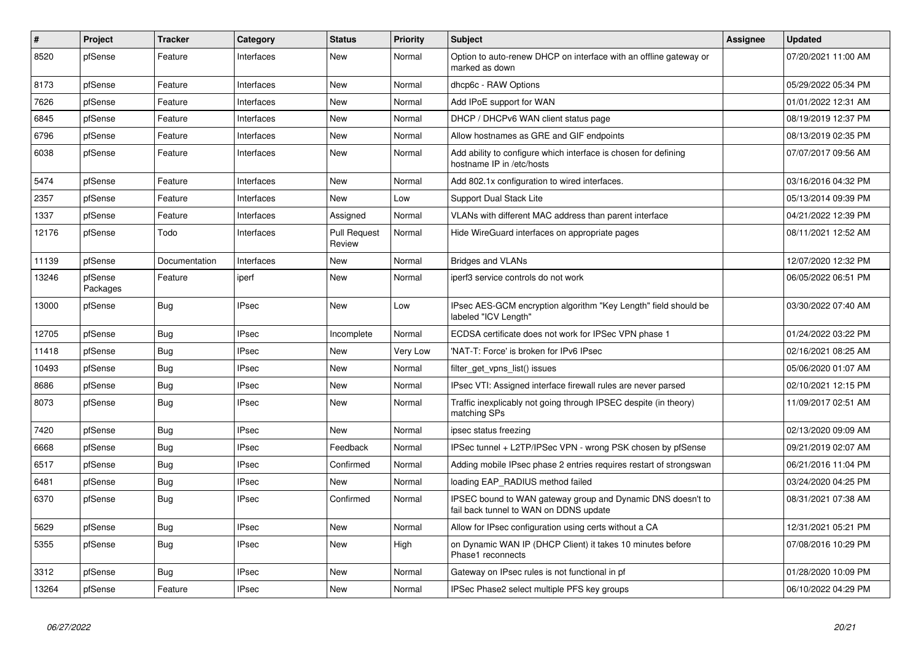| # | Project | Tracker | Category | Status | Priority | Subject | Assignee | Updated |
|---|---|---|---|---|---|---|---|---|
| 8520 | pfSense | Feature | Interfaces | New | Normal | Option to auto-renew DHCP on interface with an offline gateway or marked as down | | 07/20/2021 11:00 AM |
| 8173 | pfSense | Feature | Interfaces | New | Normal | dhcp6c - RAW Options | | 05/29/2022 05:34 PM |
| 7626 | pfSense | Feature | Interfaces | New | Normal | Add IPoE support for WAN | | 01/01/2022 12:31 AM |
| 6845 | pfSense | Feature | Interfaces | New | Normal | DHCP / DHCPv6 WAN client status page | | 08/19/2019 12:37 PM |
| 6796 | pfSense | Feature | Interfaces | New | Normal | Allow hostnames as GRE and GIF endpoints | | 08/13/2019 02:35 PM |
| 6038 | pfSense | Feature | Interfaces | New | Normal | Add ability to configure which interface is chosen for defining hostname IP in /etc/hosts | | 07/07/2017 09:56 AM |
| 5474 | pfSense | Feature | Interfaces | New | Normal | Add 802.1x configuration to wired interfaces. | | 03/16/2016 04:32 PM |
| 2357 | pfSense | Feature | Interfaces | New | Low | Support Dual Stack Lite | | 05/13/2014 09:39 PM |
| 1337 | pfSense | Feature | Interfaces | Assigned | Normal | VLANs with different MAC address than parent interface | | 04/21/2022 12:39 PM |
| 12176 | pfSense | Todo | Interfaces | Pull Request Review | Normal | Hide WireGuard interfaces on appropriate pages | | 08/11/2021 12:52 AM |
| 11139 | pfSense | Documentation | Interfaces | New | Normal | Bridges and VLANs | | 12/07/2020 12:32 PM |
| 13246 | pfSense Packages | Feature | iperf | New | Normal | iperf3 service controls do not work | | 06/05/2022 06:51 PM |
| 13000 | pfSense | Bug | IPsec | New | Low | IPsec AES-GCM encryption algorithm "Key Length" field should be labeled "ICV Length" | | 03/30/2022 07:40 AM |
| 12705 | pfSense | Bug | IPsec | Incomplete | Normal | ECDSA certificate does not work for IPSec VPN phase 1 | | 01/24/2022 03:22 PM |
| 11418 | pfSense | Bug | IPsec | New | Very Low | 'NAT-T: Force' is broken for IPv6 IPsec | | 02/16/2021 08:25 AM |
| 10493 | pfSense | Bug | IPsec | New | Normal | filter_get_vpns_list() issues | | 05/06/2020 01:07 AM |
| 8686 | pfSense | Bug | IPsec | New | Normal | IPsec VTI: Assigned interface firewall rules are never parsed | | 02/10/2021 12:15 PM |
| 8073 | pfSense | Bug | IPsec | New | Normal | Traffic inexplicably not going through IPSEC despite (in theory) matching SPs | | 11/09/2017 02:51 AM |
| 7420 | pfSense | Bug | IPsec | New | Normal | ipsec status freezing | | 02/13/2020 09:09 AM |
| 6668 | pfSense | Bug | IPsec | Feedback | Normal | IPSec tunnel + L2TP/IPSec VPN - wrong PSK chosen by pfSense | | 09/21/2019 02:07 AM |
| 6517 | pfSense | Bug | IPsec | Confirmed | Normal | Adding mobile IPsec phase 2 entries requires restart of strongswan | | 06/21/2016 11:04 PM |
| 6481 | pfSense | Bug | IPsec | New | Normal | loading EAP_RADIUS method failed | | 03/24/2020 04:25 PM |
| 6370 | pfSense | Bug | IPsec | Confirmed | Normal | IPSEC bound to WAN gateway group and Dynamic DNS doesn't to fail back tunnel to WAN on DDNS update | | 08/31/2021 07:38 AM |
| 5629 | pfSense | Bug | IPsec | New | Normal | Allow for IPsec configuration using certs without a CA | | 12/31/2021 05:21 PM |
| 5355 | pfSense | Bug | IPsec | New | High | on Dynamic WAN IP (DHCP Client) it takes 10 minutes before Phase1 reconnects | | 07/08/2016 10:29 PM |
| 3312 | pfSense | Bug | IPsec | New | Normal | Gateway on IPsec rules is not functional in pf | | 01/28/2020 10:09 PM |
| 13264 | pfSense | Feature | IPsec | New | Normal | IPSec Phase2 select multiple PFS key groups | | 06/10/2022 04:29 PM |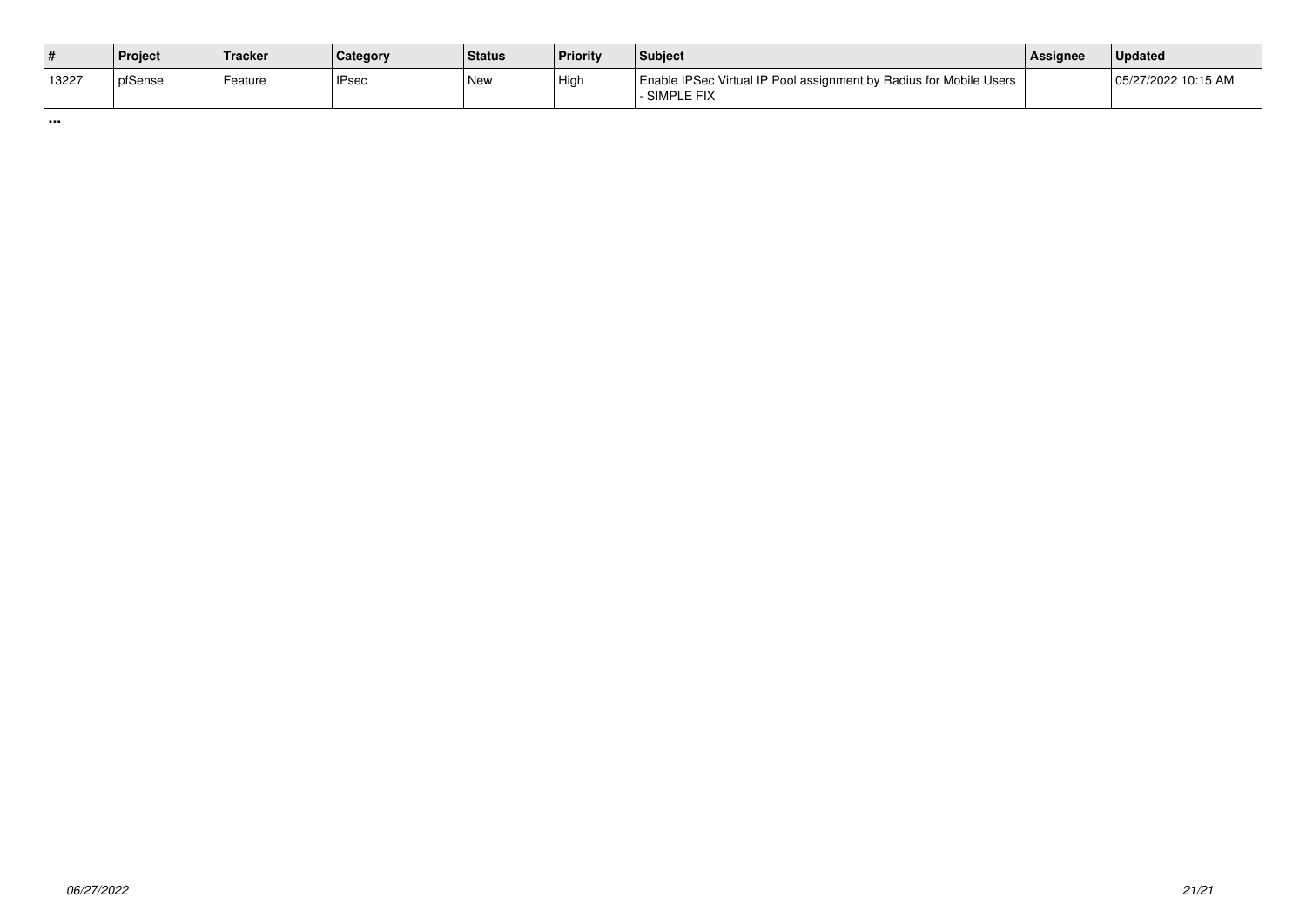| # | Project | Tracker | Category | Status | Priority | Subject | Assignee | Updated |
|---|---|---|---|---|---|---|---|---|
| 13227 | pfSense | Feature | IPsec | New | High | Enable IPSec Virtual IP Pool assignment by Radius for Mobile Users - SIMPLE FIX | | 05/27/2022 10:15 AM |

**...**